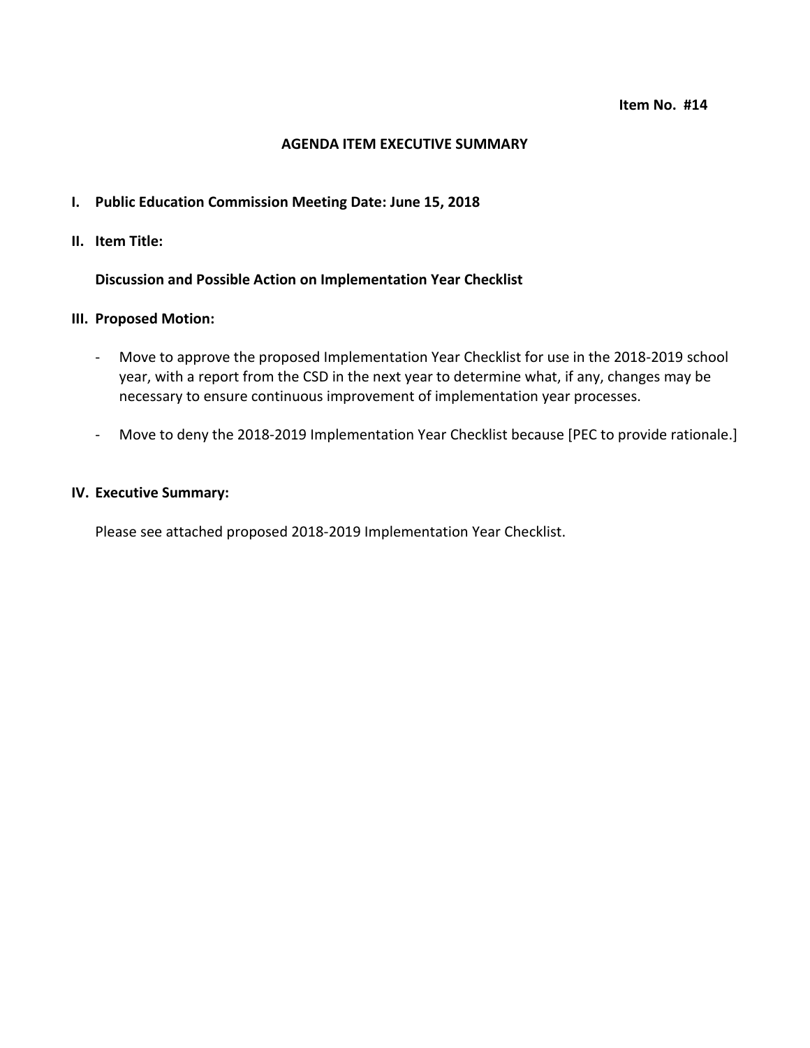**Item No. #14**

# AGENDA ITEM EXECUTIVE SUMMARY

## I. Public Education Commission Meeting Date: June 15, 2018

## II. Item Title:

**Discussion and Possible Action on Implementation Year Checklist**

## III. Proposed Motion:

- Move to approve the proposed Implementation Year Checklist for use in the 2018-2019 school year, with a report from the CSD in the next year to determine what, if any, changes may be necessary to ensure continuous improvement of implementation year processes.
- Move to deny the 2018-2019 Implementation Year Checklist because [PEC to provide rationale.]

## IV. Executive Summary:

Please see attached proposed 2018-2019 Implementation Year Checklist.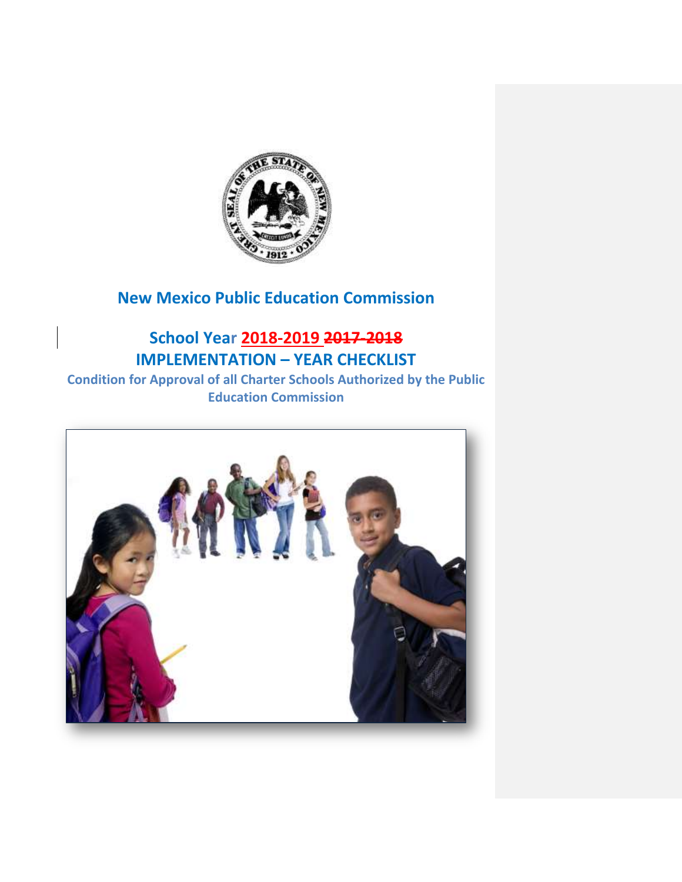# New Mexico Public Education Commission

## School Year 2018-2019 ~~2017-2018~~

## IMPLEMENTATION – YEAR CHECKLIST

**Condition for Approval of all Charter Schools Authorized by the Public Education Commission**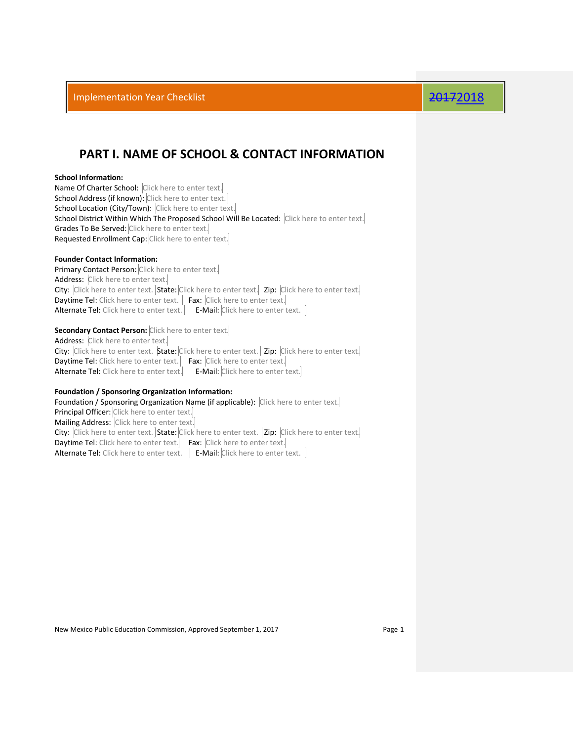Implementation Year Checklist ~~2017~~2018

# PART I. NAME OF SCHOOL & CONTACT INFORMATION

**School Information:**
Name Of Charter School: Click here to enter text.
School Address (if known): Click here to enter text.
School Location (City/Town): Click here to enter text.
School District Within Which The Proposed School Will Be Located: Click here to enter text.
Grades To Be Served: Click here to enter text.
Requested Enrollment Cap: Click here to enter text.

**Founder Contact Information:**
Primary Contact Person: Click here to enter text.
Address: Click here to enter text.
City: Click here to enter text. State: Click here to enter text. Zip: Click here to enter text.
Daytime Tel: Click here to enter text. Fax: Click here to enter text.
Alternate Tel: Click here to enter text. E-Mail: Click here to enter text.

**Secondary Contact Person:** Click here to enter text.
Address: Click here to enter text.
City: Click here to enter text. State: Click here to enter text. Zip: Click here to enter text.
Daytime Tel: Click here to enter text. Fax: Click here to enter text.
Alternate Tel: Click here to enter text. E-Mail: Click here to enter text.

**Foundation / Sponsoring Organization Information:**
Foundation / Sponsoring Organization Name (if applicable): Click here to enter text.
Principal Officer: Click here to enter text.
Mailing Address: Click here to enter text.
City: Click here to enter text. State: Click here to enter text. Zip: Click here to enter text.
Daytime Tel: Click here to enter text. Fax: Click here to enter text.
Alternate Tel: Click here to enter text. E-Mail: Click here to enter text.

New Mexico Public Education Commission, Approved September 1, 2017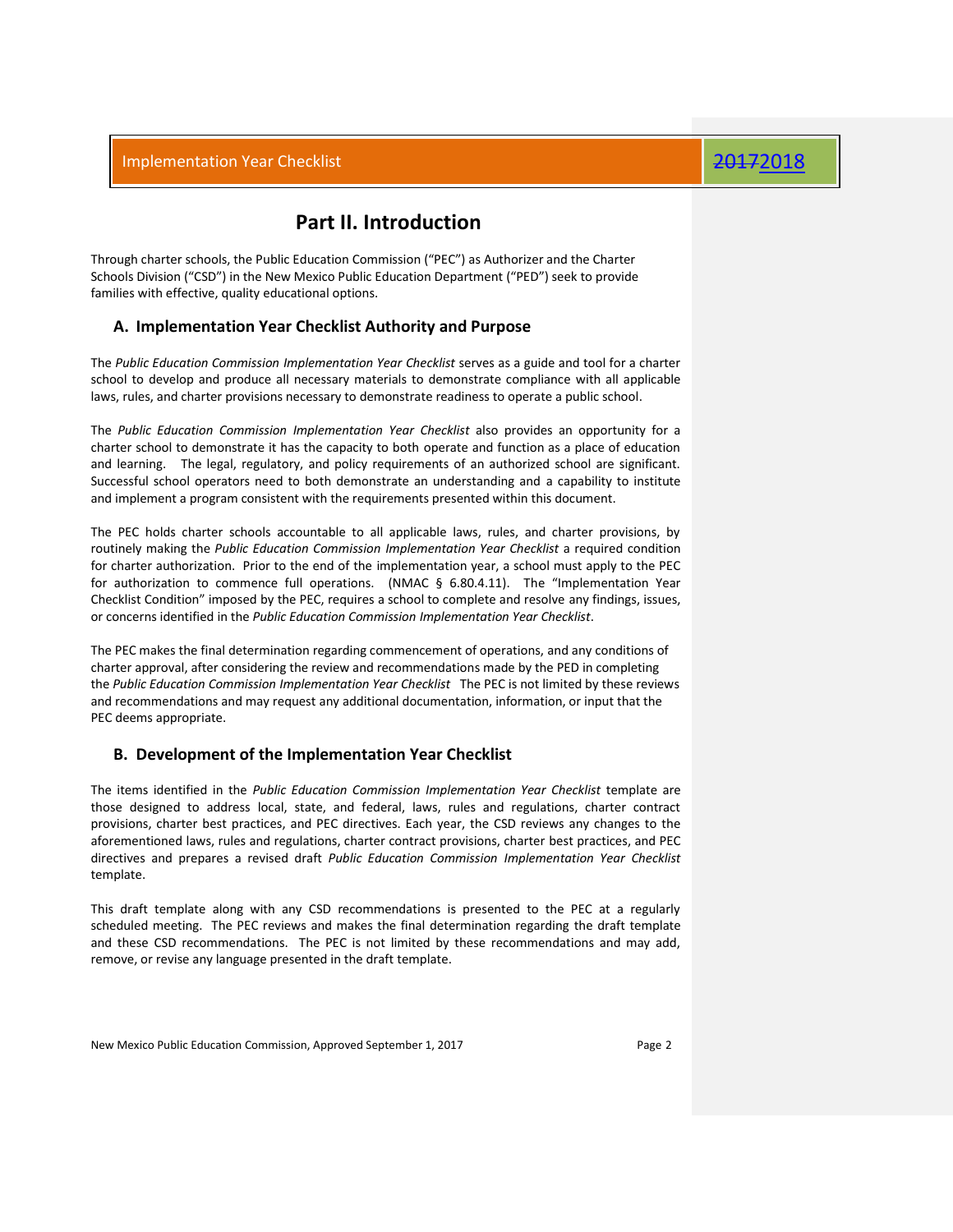# Part II. Introduction

Through charter schools, the Public Education Commission ("PEC") as Authorizer and the Charter Schools Division ("CSD") in the New Mexico Public Education Department ("PED") seek to provide families with effective, quality educational options.

## A. Implementation Year Checklist Authority and Purpose

The *Public Education Commission Implementation Year Checklist* serves as a guide and tool for a charter school to develop and produce all necessary materials to demonstrate compliance with all applicable laws, rules, and charter provisions necessary to demonstrate readiness to operate a public school.

The *Public Education Commission Implementation Year Checklist* also provides an opportunity for a charter school to demonstrate it has the capacity to both operate and function as a place of education and learning. The legal, regulatory, and policy requirements of an authorized school are significant. Successful school operators need to both demonstrate an understanding and a capability to institute and implement a program consistent with the requirements presented within this document.

The PEC holds charter schools accountable to all applicable laws, rules, and charter provisions, by routinely making the *Public Education Commission Implementation Year Checklist* a required condition for charter authorization. Prior to the end of the implementation year, a school must apply to the PEC for authorization to commence full operations. (NMAC § 6.80.4.11). The "Implementation Year Checklist Condition" imposed by the PEC, requires a school to complete and resolve any findings, issues, or concerns identified in the *Public Education Commission Implementation Year Checklist*.

The PEC makes the final determination regarding commencement of operations, and any conditions of charter approval, after considering the review and recommendations made by the PED in completing the *Public Education Commission Implementation Year Checklist* The PEC is not limited by these reviews and recommendations and may request any additional documentation, information, or input that the PEC deems appropriate.

## B. Development of the Implementation Year Checklist

The items identified in the *Public Education Commission Implementation Year Checklist* template are those designed to address local, state, and federal, laws, rules and regulations, charter contract provisions, charter best practices, and PEC directives. Each year, the CSD reviews any changes to the aforementioned laws, rules and regulations, charter contract provisions, charter best practices, and PEC directives and prepares a revised draft *Public Education Commission Implementation Year Checklist* template.

This draft template along with any CSD recommendations is presented to the PEC at a regularly scheduled meeting. The PEC reviews and makes the final determination regarding the draft template and these CSD recommendations. The PEC is not limited by these recommendations and may add, remove, or revise any language presented in the draft template.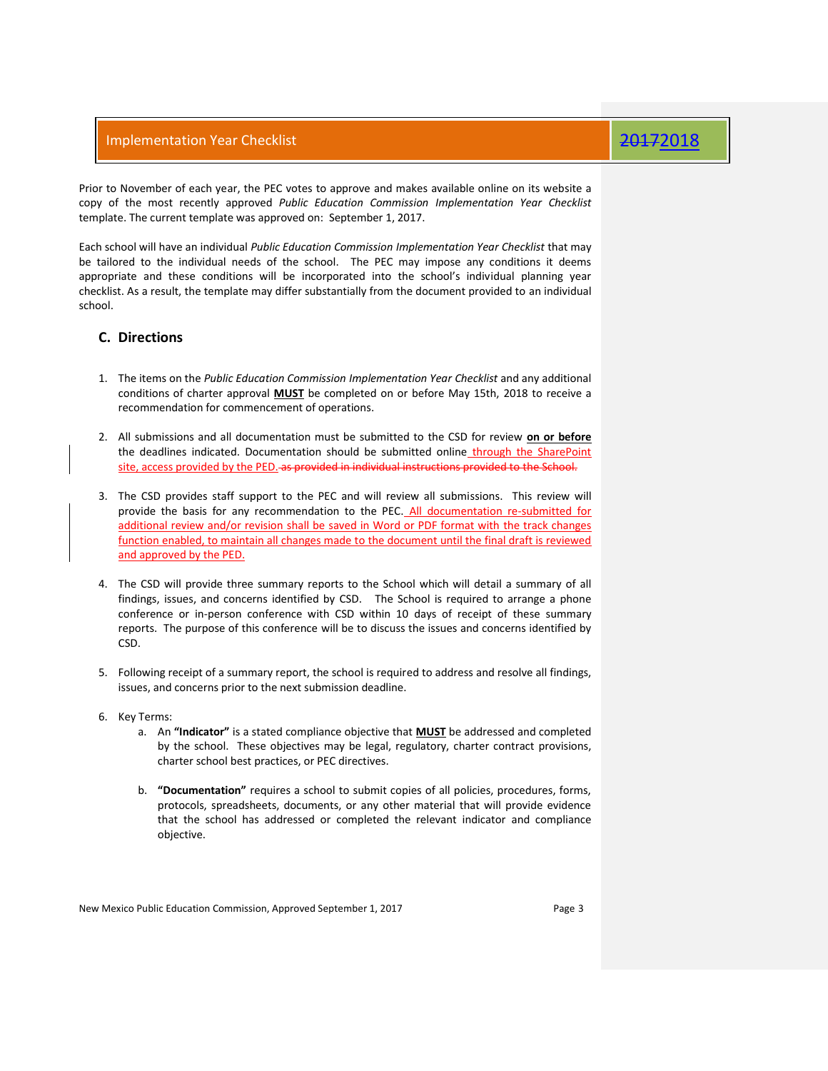Prior to November of each year, the PEC votes to approve and makes available online on its website a copy of the most recently approved *Public Education Commission Implementation Year Checklist* template. The current template was approved on: September 1, 2017.

Each school will have an individual *Public Education Commission Implementation Year Checklist* that may be tailored to the individual needs of the school. The PEC may impose any conditions it deems appropriate and these conditions will be incorporated into the school's individual planning year checklist. As a result, the template may differ substantially from the document provided to an individual school.

## C. Directions

1. The items on the *Public Education Commission Implementation Year Checklist* and any additional conditions of charter approval **MUST** be completed on or before May 15th, 2018 to receive a recommendation for commencement of operations.

2. All submissions and all documentation must be submitted to the CSD for review **on or before** the deadlines indicated. Documentation should be submitted online through the SharePoint site, access provided by the PED. ~~as provided in individual instructions provided to the School.~~

3. The CSD provides staff support to the PEC and will review all submissions. This review will provide the basis for any recommendation to the PEC. All documentation re-submitted for additional review and/or revision shall be saved in Word or PDF format with the track changes function enabled, to maintain all changes made to the document until the final draft is reviewed and approved by the PED.

4. The CSD will provide three summary reports to the School which will detail a summary of all findings, issues, and concerns identified by CSD. The School is required to arrange a phone conference or in-person conference with CSD within 10 days of receipt of these summary reports. The purpose of this conference will be to discuss the issues and concerns identified by CSD.

5. Following receipt of a summary report, the school is required to address and resolve all findings, issues, and concerns prior to the next submission deadline.

6. Key Terms:
   a. An **"Indicator"** is a stated compliance objective that **MUST** be addressed and completed by the school. These objectives may be legal, regulatory, charter contract provisions, charter school best practices, or PEC directives.

   b. **"Documentation"** requires a school to submit copies of all policies, procedures, forms, protocols, spreadsheets, documents, or any other material that will provide evidence that the school has addressed or completed the relevant indicator and compliance objective.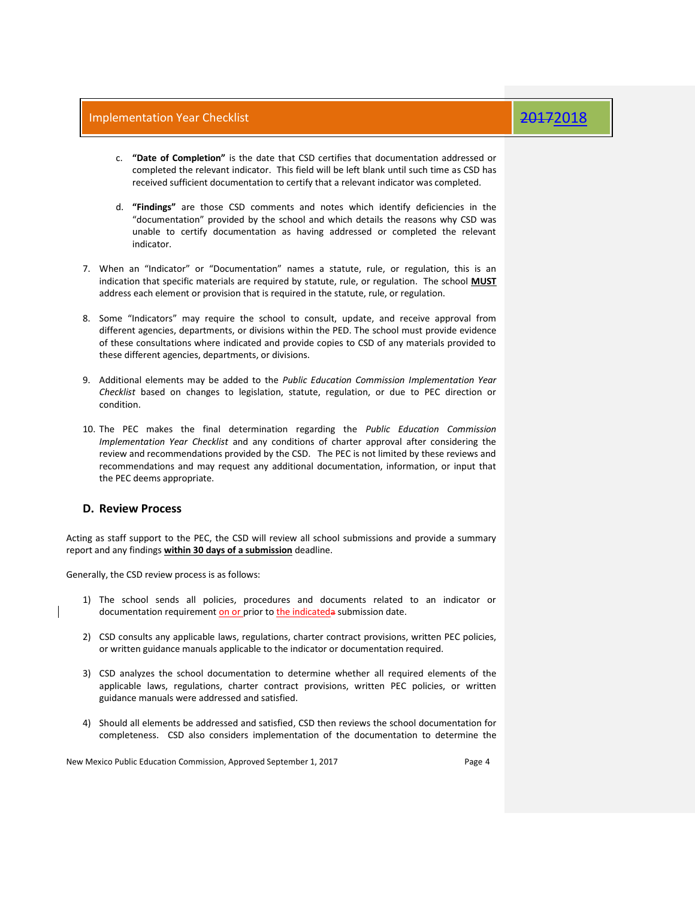c. **"Date of Completion"** is the date that CSD certifies that documentation addressed or completed the relevant indicator. This field will be left blank until such time as CSD has received sufficient documentation to certify that a relevant indicator was completed.

d. **"Findings"** are those CSD comments and notes which identify deficiencies in the "documentation" provided by the school and which details the reasons why CSD was unable to certify documentation as having addressed or completed the relevant indicator.

7. When an "Indicator" or "Documentation" names a statute, rule, or regulation, this is an indication that specific materials are required by statute, rule, or regulation. The school **MUST** address each element or provision that is required in the statute, rule, or regulation.

8. Some "Indicators" may require the school to consult, update, and receive approval from different agencies, departments, or divisions within the PED. The school must provide evidence of these consultations where indicated and provide copies to CSD of any materials provided to these different agencies, departments, or divisions.

9. Additional elements may be added to the *Public Education Commission Implementation Year Checklist* based on changes to legislation, statute, regulation, or due to PEC direction or condition.

10. The PEC makes the final determination regarding the *Public Education Commission Implementation Year Checklist* and any conditions of charter approval after considering the review and recommendations provided by the CSD. The PEC is not limited by these reviews and recommendations and may request any additional documentation, information, or input that the PEC deems appropriate.

## D. Review Process

Acting as staff support to the PEC, the CSD will review all school submissions and provide a summary report and any findings **within 30 days of a submission** deadline.

Generally, the CSD review process is as follows:

1) The school sends all policies, procedures and documents related to an indicator or documentation requirement on or prior to the indicated ~~a~~ submission date.

2) CSD consults any applicable laws, regulations, charter contract provisions, written PEC policies, or written guidance manuals applicable to the indicator or documentation required.

3) CSD analyzes the school documentation to determine whether all required elements of the applicable laws, regulations, charter contract provisions, written PEC policies, or written guidance manuals were addressed and satisfied.

4) Should all elements be addressed and satisfied, CSD then reviews the school documentation for completeness. CSD also considers implementation of the documentation to determine the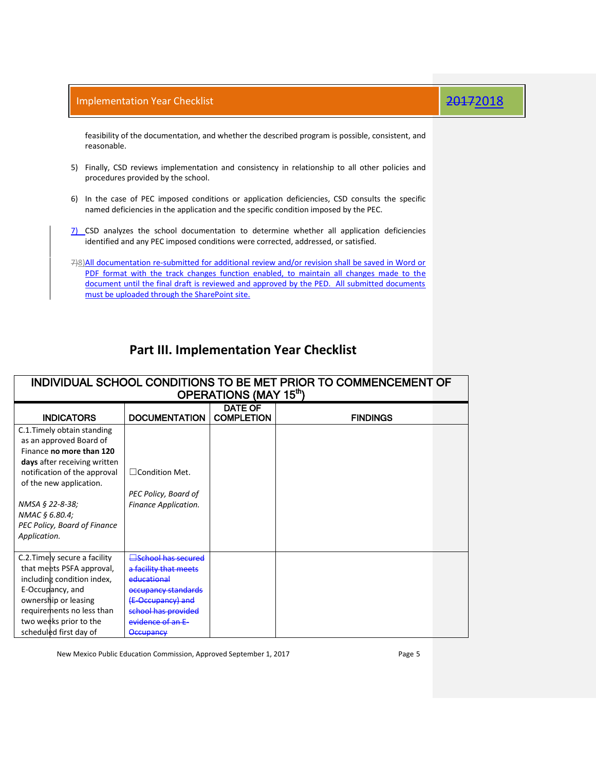feasibility of the documentation, and whether the described program is possible, consistent, and reasonable.

5) Finally, CSD reviews implementation and consistency in relationship to all other policies and procedures provided by the school.

6) In the case of PEC imposed conditions or application deficiencies, CSD consults the specific named deficiencies in the application and the specific condition imposed by the PEC.

7) CSD analyzes the school documentation to determine whether all application deficiencies identified and any PEC imposed conditions were corrected, addressed, or satisfied.

~~7)~~8) All documentation re-submitted for additional review and/or revision shall be saved in Word or PDF format with the track changes function enabled, to maintain all changes made to the document until the final draft is reviewed and approved by the PED. All submitted documents must be uploaded through the SharePoint site.

## Part III. Implementation Year Checklist

| INDIVIDUAL SCHOOL CONDITIONS TO BE MET PRIOR TO COMMENCEMENT OF OPERATIONS (MAY 15th) | | | |
|---|---|---|---|
| **INDICATORS** | **DOCUMENTATION** | **DATE OF COMPLETION** | **FINDINGS** |
| C.1.Timely obtain standing as an approved Board of Finance **no more than 120 days** after receiving written notification of the approval of the new application.<br><br>*NMSA § 22-8-38; NMAC § 6.80.4; PEC Policy, Board of Finance Application.* | ☐Condition Met.<br><br>*PEC Policy, Board of Finance Application.* | | |
| C.2.Timely secure a facility that meets PSFA approval, including condition index, E-Occupancy, and ownership or leasing requirements no less than two weeks prior to the scheduled first day of | ~~☐School has secured a facility that meets educational occupancy standards (E-Occupancy) and school has provided evidence of an E-Occupancy~~ | | |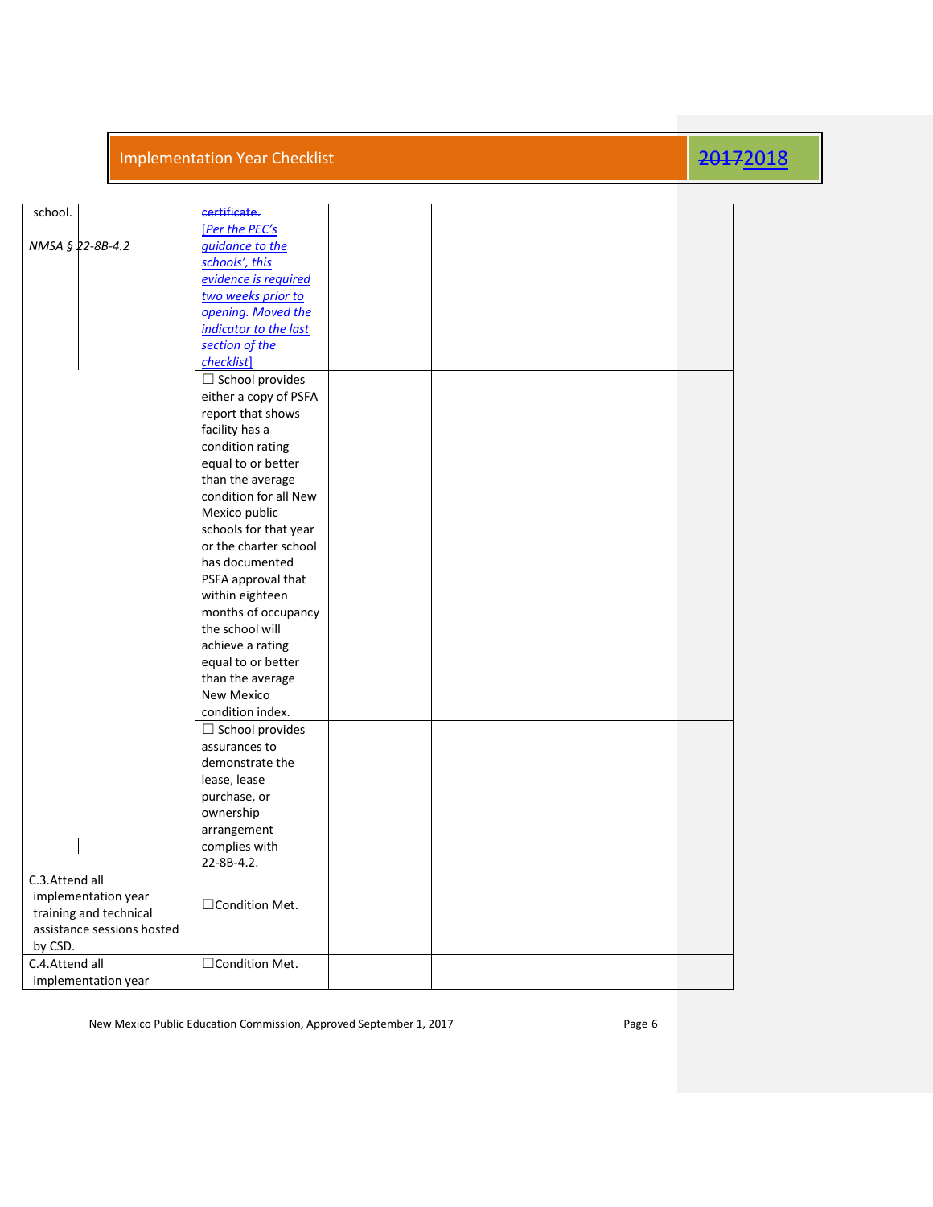| | | | |
|---|---|---|---|
| school.<br><br>*NMSA § 22-8B-4.2* | ~~certificate.~~<br>*[Per the PEC's guidance to the schools', this evidence is required two weeks prior to opening. Moved the indicator to the last section of the checklist]* | | |
| | ☐ School provides either a copy of PSFA report that shows facility has a condition rating equal to or better than the average condition for all New Mexico public schools for that year or the charter school has documented PSFA approval that within eighteen months of occupancy the school will achieve a rating equal to or better than the average New Mexico condition index. | | |
| | ☐ School provides assurances to demonstrate the lease, lease purchase, or ownership arrangement complies with 22-8B-4.2. | | |
| C.3.Attend all implementation year training and technical assistance sessions hosted by CSD. | ☐Condition Met. | | |
| C.4.Attend all implementation year | ☐Condition Met. | | |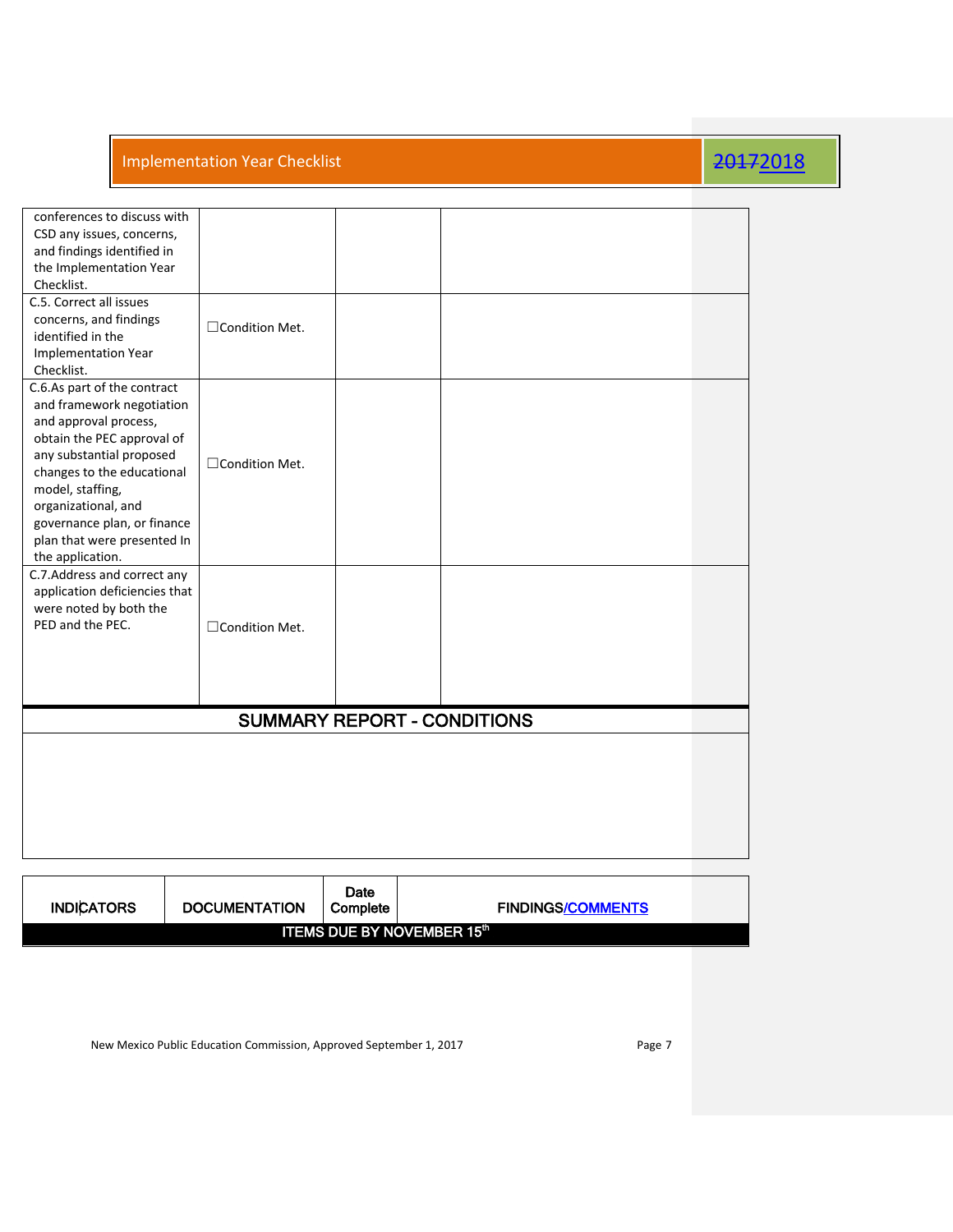| | | | |
|---|---|---|---|
| conferences to discuss with CSD any issues, concerns, and findings identified in the Implementation Year Checklist. | | | |
| C.5. Correct all issues concerns, and findings identified in the Implementation Year Checklist. | ☐Condition Met. | | |
| C.6.As part of the contract and framework negotiation and approval process, obtain the PEC approval of any substantial proposed changes to the educational model, staffing, organizational, and governance plan, or finance plan that were presented In the application. | ☐Condition Met. | | |
| C.7.Address and correct any application deficiencies that were noted by both the PED and the PEC. | ☐Condition Met. | | |

## SUMMARY REPORT - CONDITIONS

| INDICATORS | DOCUMENTATION | Date Complete | FINDINGS/COMMENTS |
|---|---|---|---|
| **ITEMS DUE BY NOVEMBER 15th** | | | |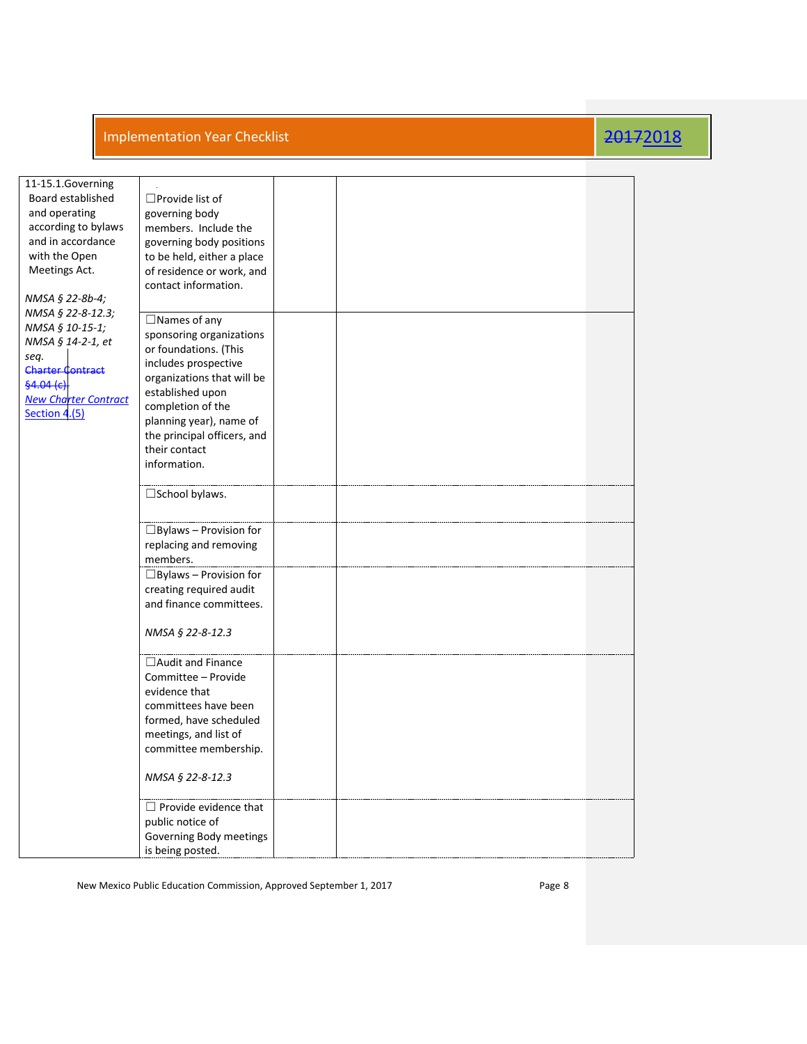## Implementation Year Checklist 2018

| | | | |
|---|---|---|---|
| 11-15.1.Governing Board established and operating according to bylaws and in accordance with the Open Meetings Act.<br><br>*NMSA § 22-8b-4; NMSA § 22-8-12.3; NMSA § 10-15-1; NMSA § 14-2-1, et seq.*<br>~~Charter Contract §4.04 (c)~~<br>*New Charter Contract* Section 4.(5) | ☐Provide list of governing body members. Include the governing body positions to be held, either a place of residence or work, and contact information. | | |
| | ☐Names of any sponsoring organizations or foundations. (This includes prospective organizations that will be established upon completion of the planning year), name of the principal officers, and their contact information. | | |
| | ☐School bylaws. | | |
| | ☐Bylaws – Provision for replacing and removing members. | | |
| | ☐Bylaws – Provision for creating required audit and finance committees.<br><br>*NMSA § 22-8-12.3* | | |
| | ☐Audit and Finance Committee – Provide evidence that committees have been formed, have scheduled meetings, and list of committee membership.<br><br>*NMSA § 22-8-12.3* | | |
| | ☐ Provide evidence that public notice of Governing Body meetings is being posted. | | |

New Mexico Public Education Commission, Approved September 1, 2017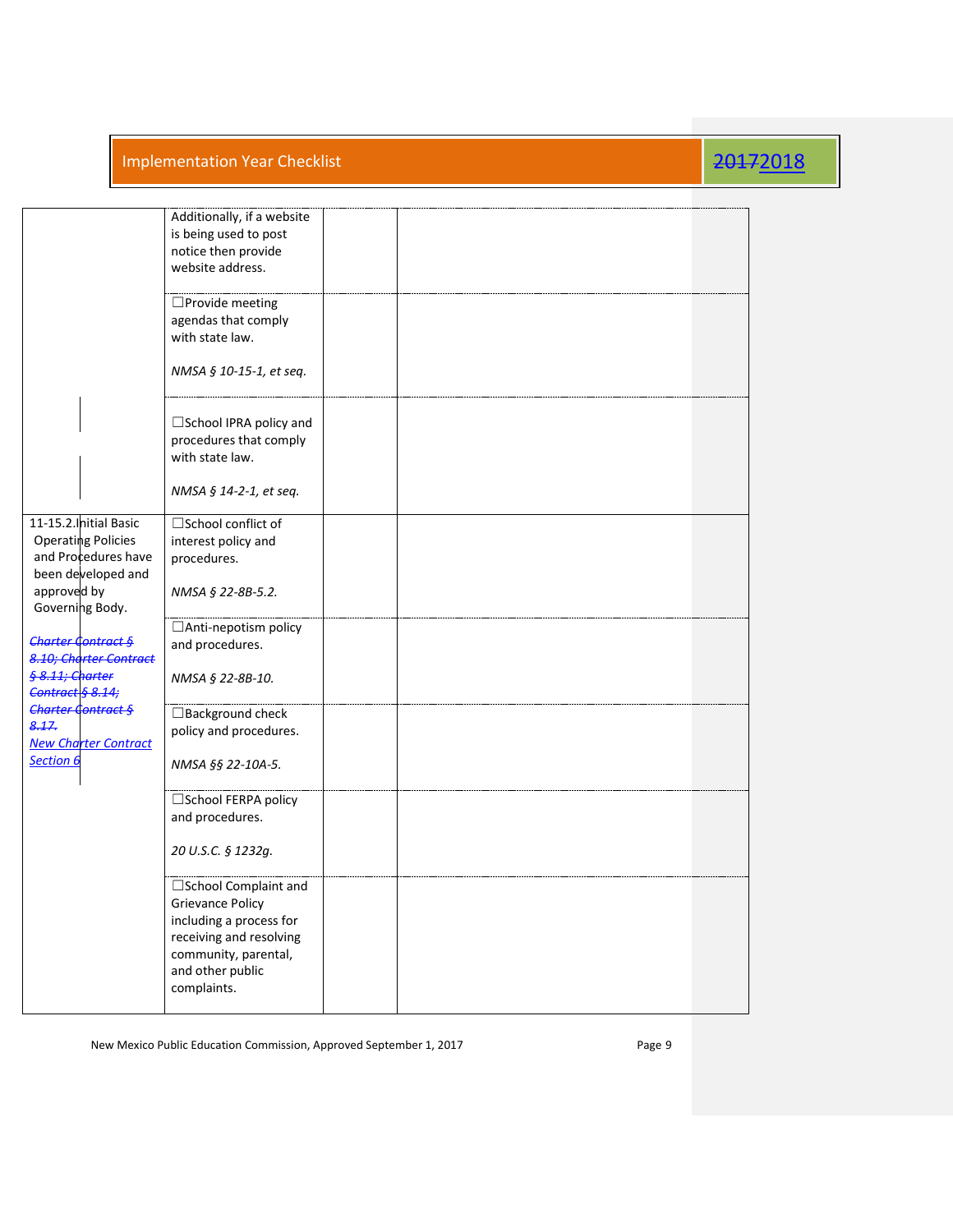| | | | |
|---|---|---|---|
| | Additionally, if a website is being used to post notice then provide website address. | | |
| | ☐Provide meeting agendas that comply with state law.<br><br>*NMSA § 10-15-1, et seq.* | | |
| | ☐School IPRA policy and procedures that comply with state law.<br><br>*NMSA § 14-2-1, et seq.* | | |
| 11-15.2.Initial Basic Operating Policies and Procedures have been developed and approved by Governing Body.<br><br>~~*Charter Contract § 8.10; Charter Contract § 8.11; Charter Contract § 8.14; Charter Contract § 8.17.*~~<br>*New Charter Contract Section 6* | ☐School conflict of interest policy and procedures.<br><br>*NMSA § 22-8B-5.2.* | | |
| | ☐Anti-nepotism policy and procedures.<br><br>*NMSA § 22-8B-10.* | | |
| | ☐Background check policy and procedures.<br><br>*NMSA §§ 22-10A-5.* | | |
| | ☐School FERPA policy and procedures.<br><br>*20 U.S.C. § 1232g.* | | |
| | ☐School Complaint and Grievance Policy including a process for receiving and resolving community, parental, and other public complaints. | | |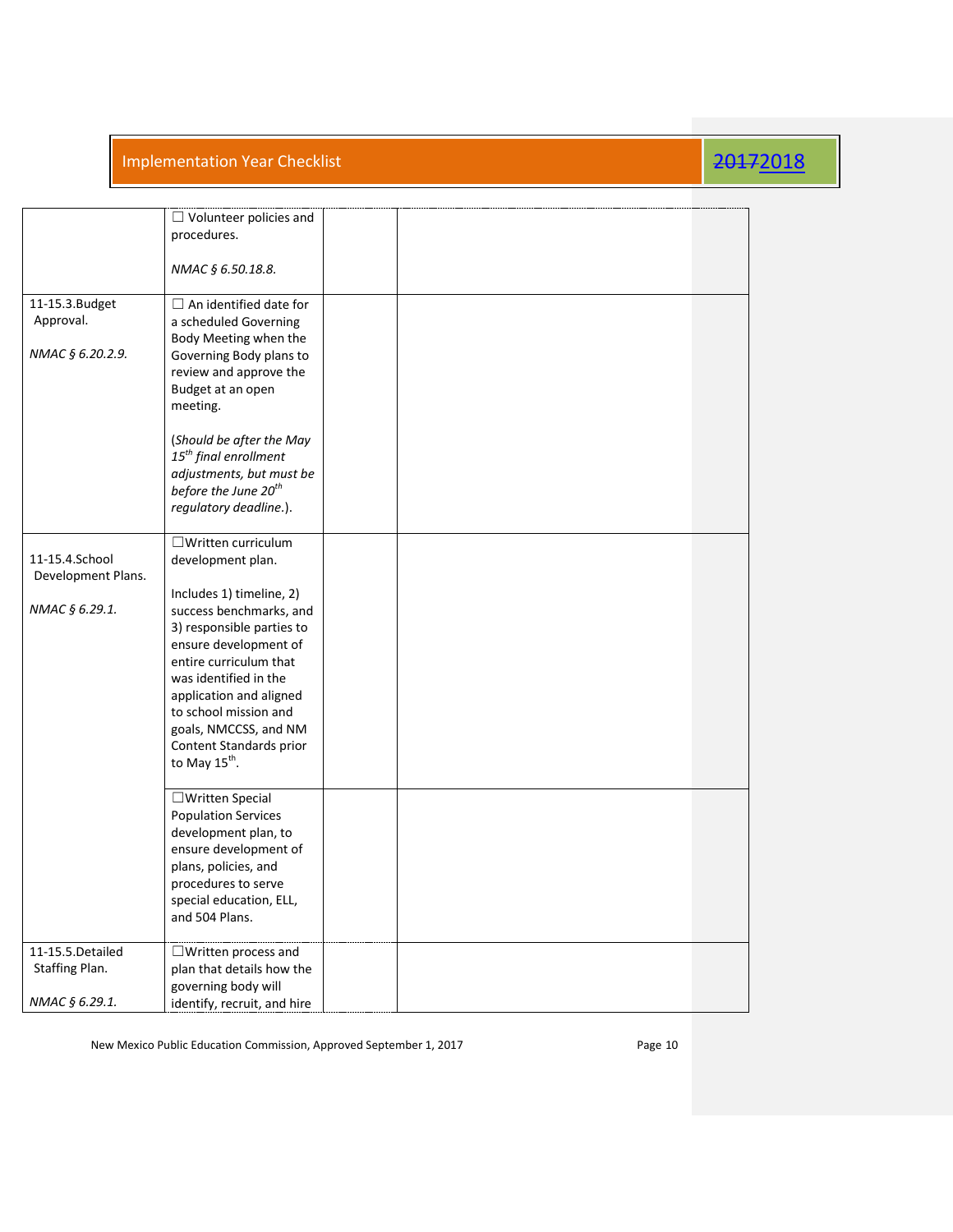| | | | |
|---|---|---|---|
| | ☐ Volunteer policies and procedures.<br><br>*NMAC § 6.50.18.8.* | | |
| 11-15.3.Budget Approval.<br><br>*NMAC § 6.20.2.9.* | ☐ An identified date for a scheduled Governing Body Meeting when the Governing Body plans to review and approve the Budget at an open meeting.<br><br>(*Should be after the May 15th final enrollment adjustments, but must be before the June 20th regulatory deadline.*). | | |
| 11-15.4.School Development Plans.<br><br>*NMAC § 6.29.1.* | ☐Written curriculum development plan.<br><br>Includes 1) timeline, 2) success benchmarks, and 3) responsible parties to ensure development of entire curriculum that was identified in the application and aligned to school mission and goals, NMCCSS, and NM Content Standards prior to May 15th. | | |
| | ☐Written Special Population Services development plan, to ensure development of plans, policies, and procedures to serve special education, ELL, and 504 Plans. | | |
| 11-15.5.Detailed Staffing Plan.<br><br>*NMAC § 6.29.1.* | ☐Written process and plan that details how the governing body will identify, recruit, and hire | | |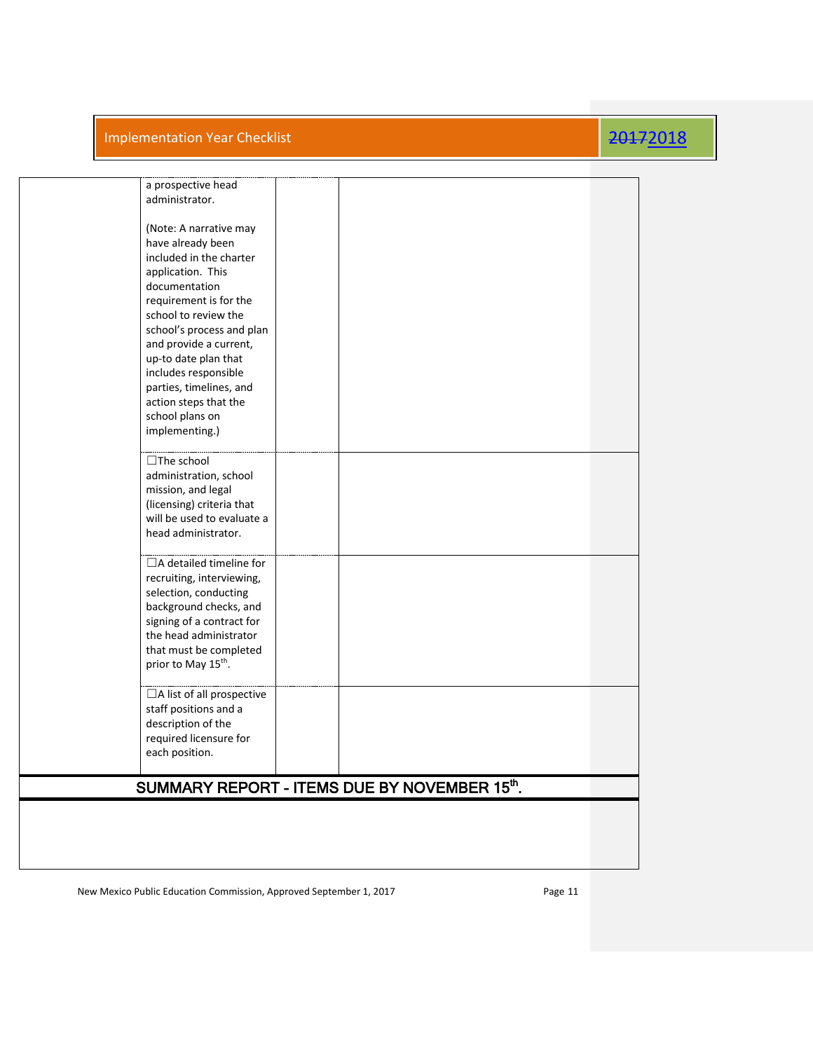| | | | |
|---|---|---|---|
| | a prospective head administrator.<br><br>(Note: A narrative may have already been included in the charter application. This documentation requirement is for the school to review the school's process and plan and provide a current, up-to date plan that includes responsible parties, timelines, and action steps that the school plans on implementing.) | | |
| | ☐The school administration, school mission, and legal (licensing) criteria that will be used to evaluate a head administrator. | | |
| | ☐A detailed timeline for recruiting, interviewing, selection, conducting background checks, and signing of a contract for the head administrator that must be completed prior to May 15th. | | |
| | ☐A list of all prospective staff positions and a description of the required licensure for each position. | | |

## SUMMARY REPORT - ITEMS DUE BY NOVEMBER 15th.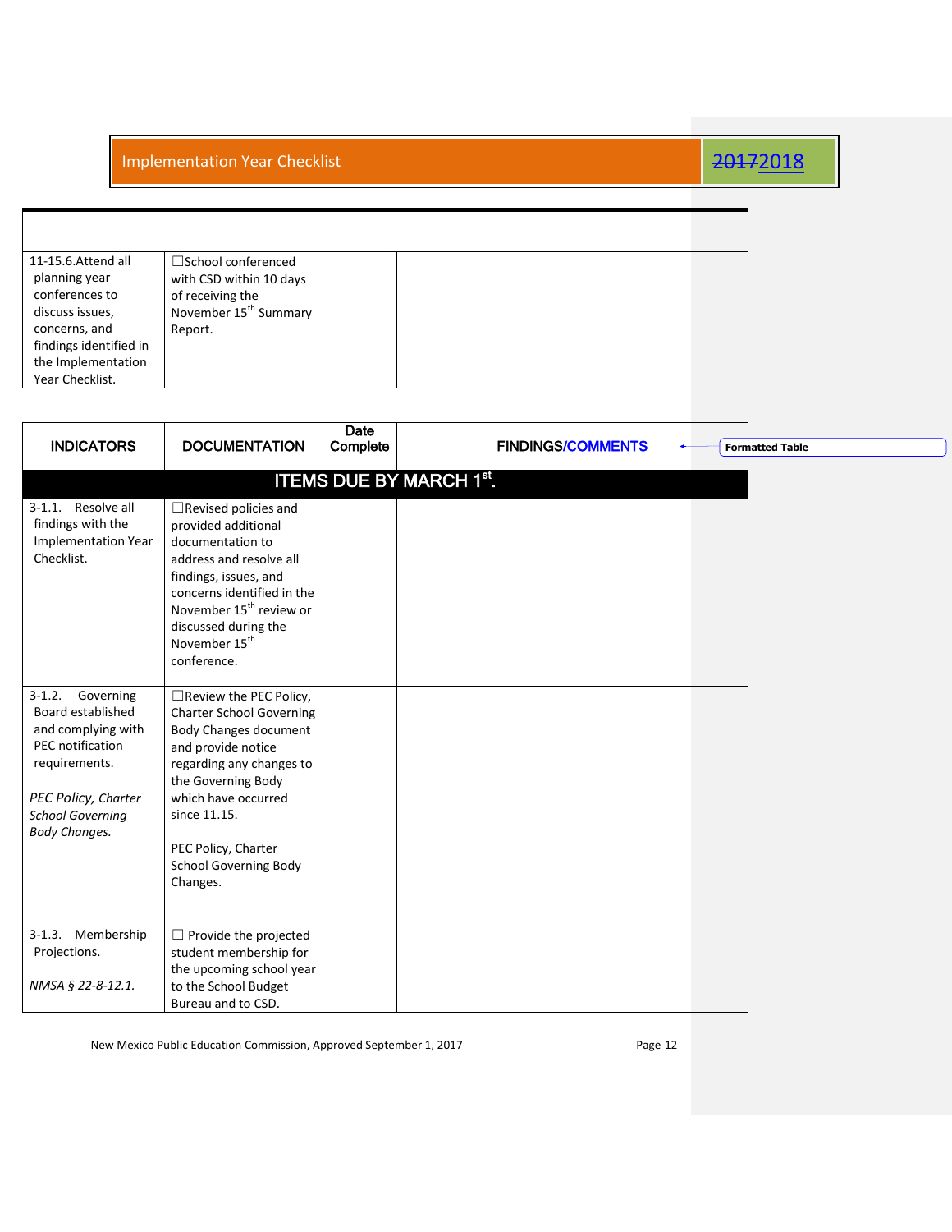Implementation Year Checklist 20172018

| | | | |
|---|---|---|---|
| 11-15.6. Attend all planning year conferences to discuss issues, concerns, and findings identified in the Implementation Year Checklist. | ☐School conferenced with CSD within 10 days of receiving the November 15th Summary Report. | | |

| INDICATORS | DOCUMENTATION | Date Complete | FINDINGS/COMMENTS |
|---|---|---|---|
| **ITEMS DUE BY MARCH 1st.** | | | |
| 3-1.1. Resolve all findings with the Implementation Year Checklist. | ☐Revised policies and provided additional documentation to address and resolve all findings, issues, and concerns identified in the November 15th review or discussed during the November 15th conference. | | |
| 3-1.2. Governing Board established and complying with PEC notification requirements.<br><br>*PEC Policy, Charter School Governing Body Changes.* | ☐Review the PEC Policy, Charter School Governing Body Changes document and provide notice regarding any changes to the Governing Body which have occurred since 11.15.<br><br>PEC Policy, Charter School Governing Body Changes. | | |
| 3-1.3. Membership Projections.<br><br>*NMSA § 22-8-12.1.* | ☐ Provide the projected student membership for the upcoming school year to the School Budget Bureau and to CSD. | | |

Formatted Table

New Mexico Public Education Commission, Approved September 1, 2017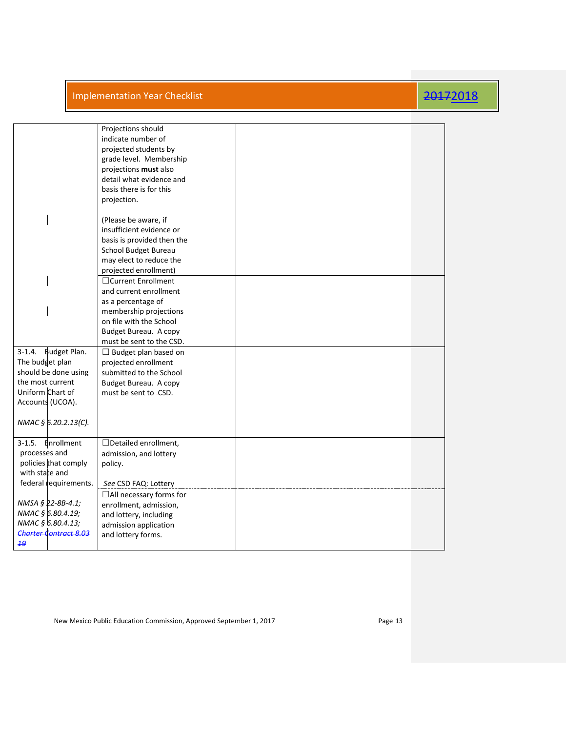| | | | |
|---|---|---|---|
| | Projections should indicate number of projected students by grade level. Membership projections **must** also detail what evidence and basis there is for this projection.<br><br>(Please be aware, if insufficient evidence or basis is provided then the School Budget Bureau may elect to reduce the projected enrollment) | | |
| | ☐Current Enrollment and current enrollment as a percentage of membership projections on file with the School Budget Bureau. A copy must be sent to the CSD. | | |
| 3-1.4. Budget Plan. The budget plan should be done using the most current Uniform Chart of Accounts (UCOA).<br><br>*NMAC § 6.20.2.13(C).* | ☐ Budget plan based on projected enrollment submitted to the School Budget Bureau. A copy must be sent to CSD. | | |
| 3-1.5. Enrollment processes and policies that comply with state and federal requirements.<br><br>*NMSA § 22-8B-4.1; NMAC § 6.80.4.19; NMAC § 6.80.4.13; ~~Charter Contract 8.03~~ ~~19~~* | ☐Detailed enrollment, admission, and lottery policy.<br><br>*See* CSD FAQ: Lottery | | |
| | ☐All necessary forms for enrollment, admission, and lottery, including admission application and lottery forms. | | |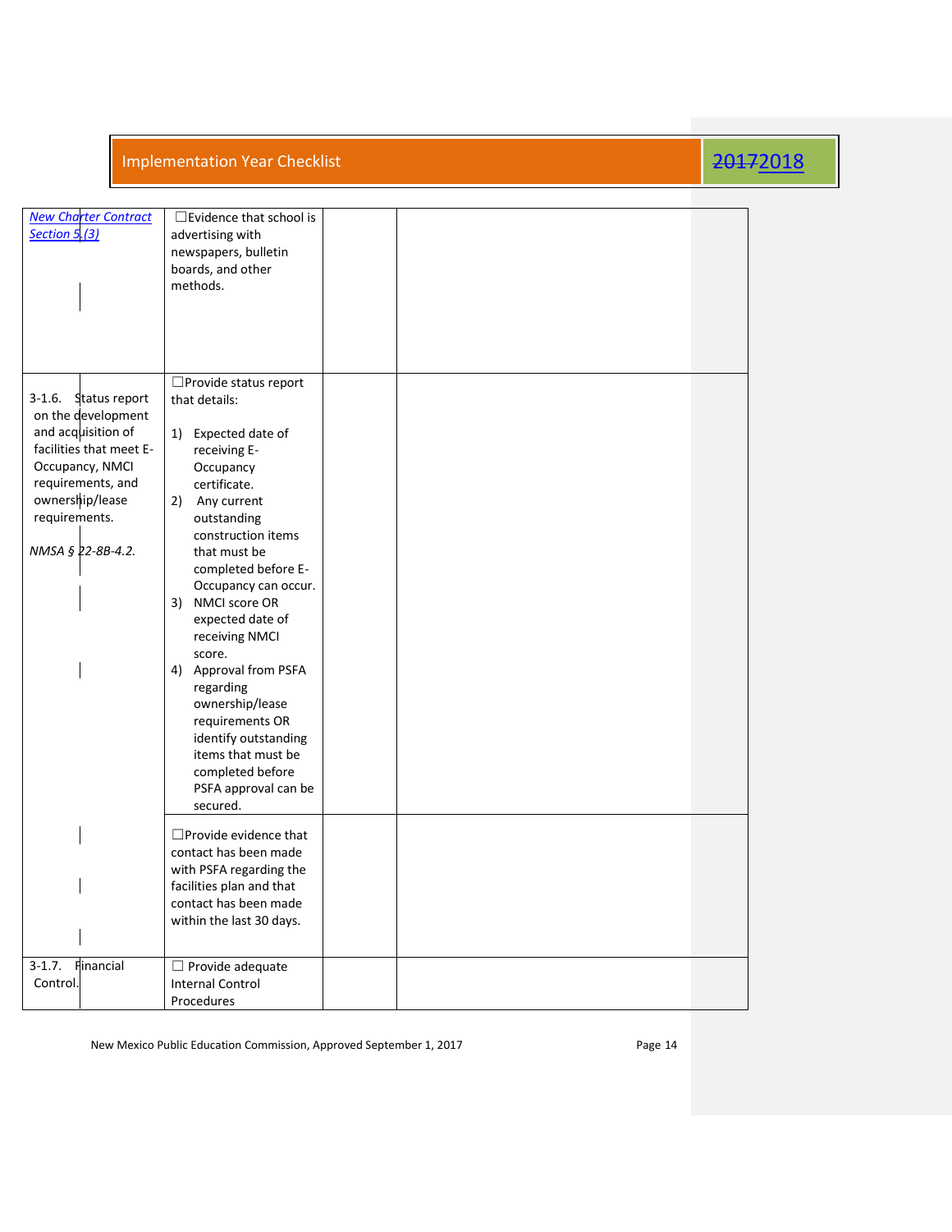| | | | |
|---|---|---|---|
| New Charter Contract Section 5.(3) | ☐Evidence that school is advertising with newspapers, bulletin boards, and other methods. | | |
| 3-1.6. Status report on the development and acquisition of facilities that meet E-Occupancy, NMCI requirements, and ownership/lease requirements.<br><br>*NMSA § 22-8B-4.2.* | ☐Provide status report that details:<br><br>1) Expected date of receiving E-Occupancy certificate.<br>2) Any current outstanding construction items that must be completed before E-Occupancy can occur.<br>3) NMCI score OR expected date of receiving NMCI score.<br>4) Approval from PSFA regarding ownership/lease requirements OR identify outstanding items that must be completed before PSFA approval can be secured. | | |
| | ☐Provide evidence that contact has been made with PSFA regarding the facilities plan and that contact has been made within the last 30 days. | | |
| 3-1.7. Financial Control. | ☐ Provide adequate Internal Control Procedures | | |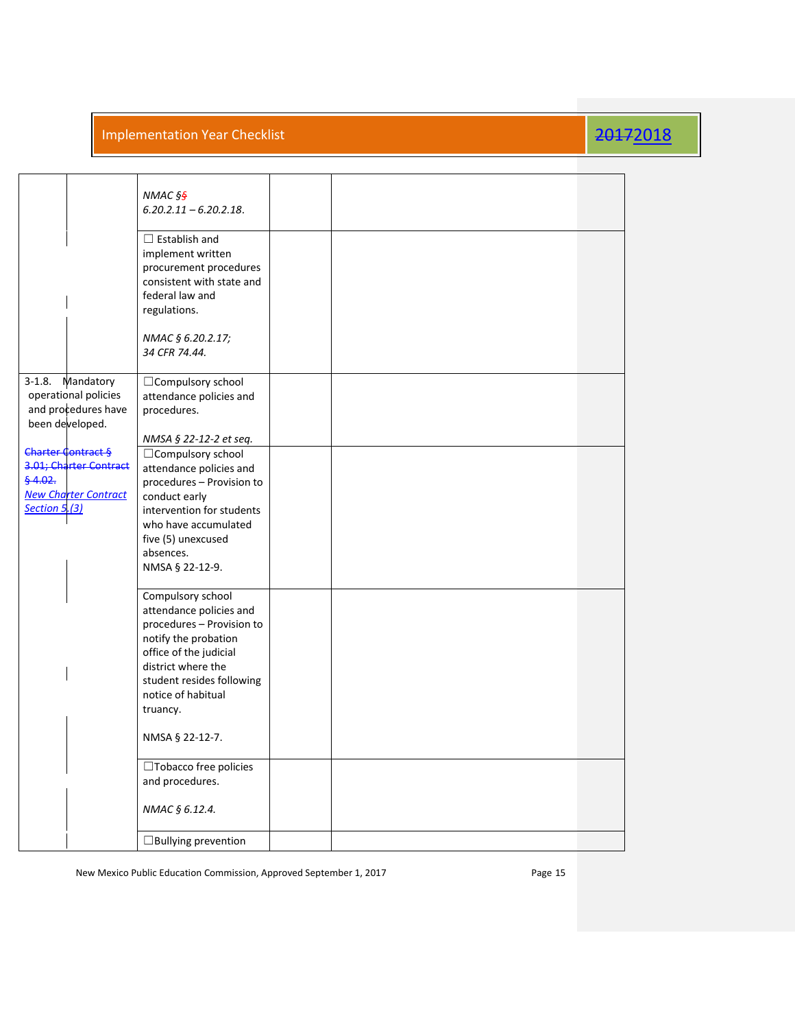| | | | |
|---|---|---|---|
| | *NMAC §§ 6.20.2.11 – 6.20.2.18.* | | |
| | ☐ Establish and implement written procurement procedures consistent with state and federal law and regulations.<br><br>*NMAC § 6.20.2.17; 34 CFR 74.44.* | | |
| 3-1.8. Mandatory operational policies and procedures have been developed.<br><br>~~Charter Contract § 3.01; Charter Contract § 4.02.~~<br>*New Charter Contract Section 5.(3)* | ☐Compulsory school attendance policies and procedures.<br><br>*NMSA § 22-12-2 et seq.* | | |
| | ☐Compulsory school attendance policies and procedures – Provision to conduct early intervention for students who have accumulated five (5) unexcused absences.<br>NMSA § 22-12-9. | | |
| | Compulsory school attendance policies and procedures – Provision to notify the probation office of the judicial district where the student resides following notice of habitual truancy.<br><br>NMSA § 22-12-7. | | |
| | ☐Tobacco free policies and procedures.<br><br>*NMAC § 6.12.4.* | | |
| | ☐Bullying prevention | | |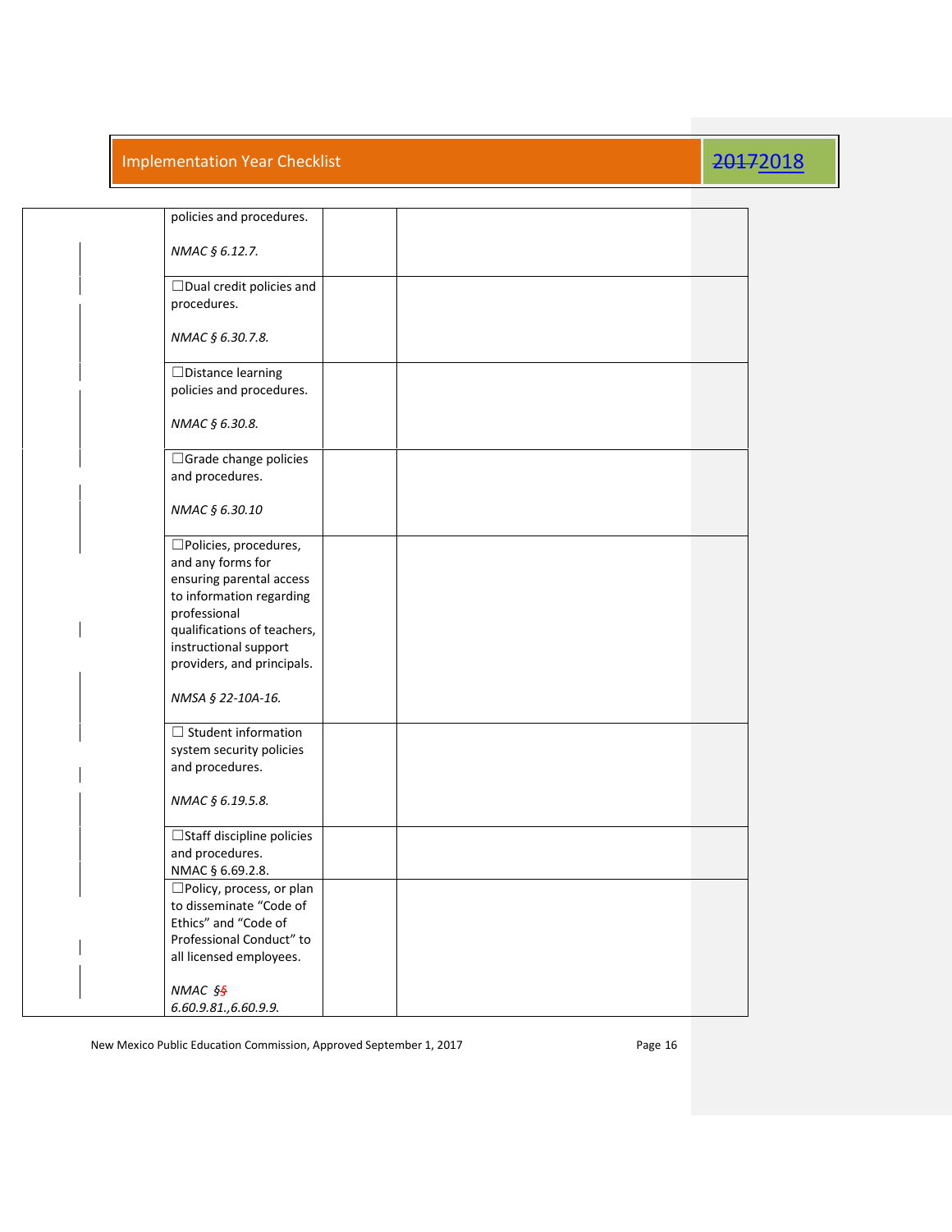| | | | |
|---|---|---|---|
| | policies and procedures.<br><br>*NMAC § 6.12.7.* | | |
| | ☐Dual credit policies and procedures.<br><br>*NMAC § 6.30.7.8.* | | |
| | ☐Distance learning policies and procedures.<br><br>*NMAC § 6.30.8.* | | |
| | ☐Grade change policies and procedures.<br><br>*NMAC § 6.30.10* | | |
| | ☐Policies, procedures, and any forms for ensuring parental access to information regarding professional qualifications of teachers, instructional support providers, and principals.<br><br>*NMSA § 22-10A-16.* | | |
| | ☐ Student information system security policies and procedures.<br><br>*NMAC § 6.19.5.8.* | | |
| | ☐Staff discipline policies and procedures.<br>NMAC § 6.69.2.8. | | |
| | ☐Policy, process, or plan to disseminate "Code of Ethics" and "Code of Professional Conduct" to all licensed employees.<br><br>*NMAC §§ 6.60.9.81.,6.60.9.9.* | | |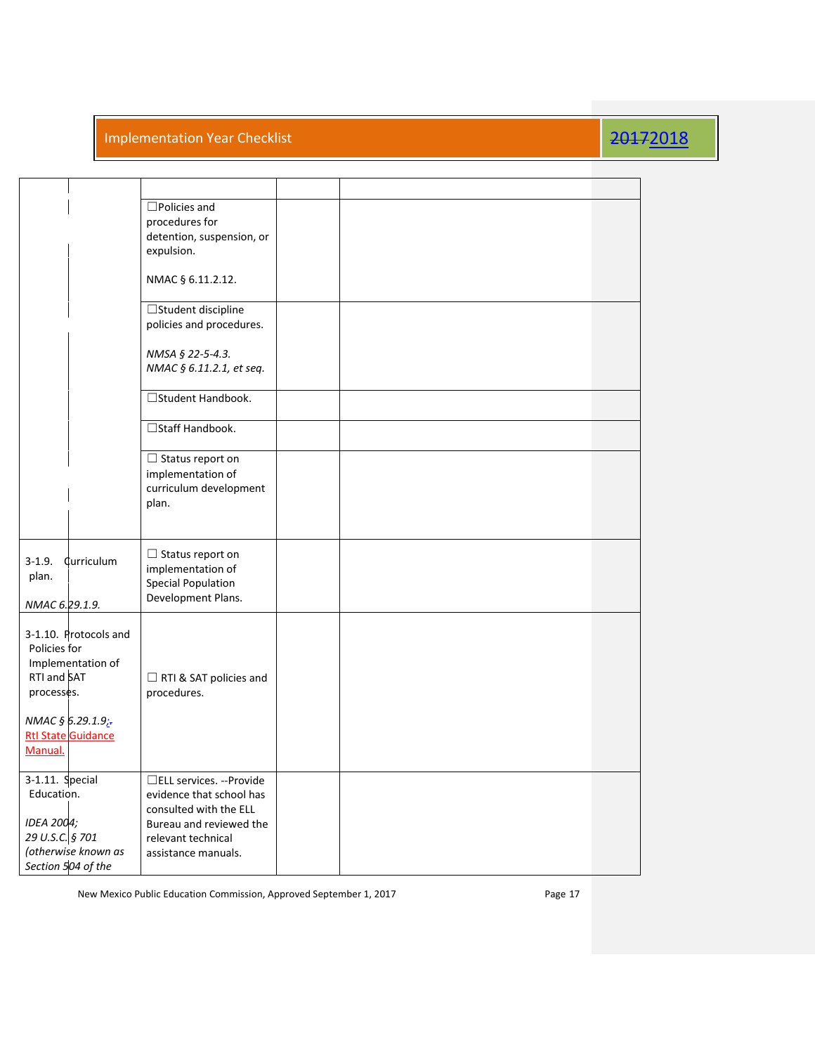| | | | |
|---|---|---|---|
| | ☐Policies and procedures for detention, suspension, or expulsion.<br><br>NMAC § 6.11.2.12. | | |
| | ☐Student discipline policies and procedures.<br><br>*NMSA § 22-5-4.3.*<br>*NMAC § 6.11.2.1, et seq.* | | |
| | ☐Student Handbook. | | |
| | ☐Staff Handbook. | | |
| | ☐ Status report on implementation of curriculum development plan. | | |
| 3-1.9. Curriculum plan.<br><br>*NMAC 6.29.1.9.* | ☐ Status report on implementation of Special Population Development Plans. | | |
| 3-1.10. Protocols and Policies for Implementation of RTI and SAT processes.<br><br>*NMAC § 6.29.1.9;*<br>RtI State Guidance Manual. | ☐ RTI & SAT policies and procedures. | | |
| 3-1.11. Special Education.<br><br>*IDEA 2004;*<br>*29 U.S.C. § 701 (otherwise known as Section 504 of the* | ☐ELL services. --Provide evidence that school has consulted with the ELL Bureau and reviewed the relevant technical assistance manuals. | | |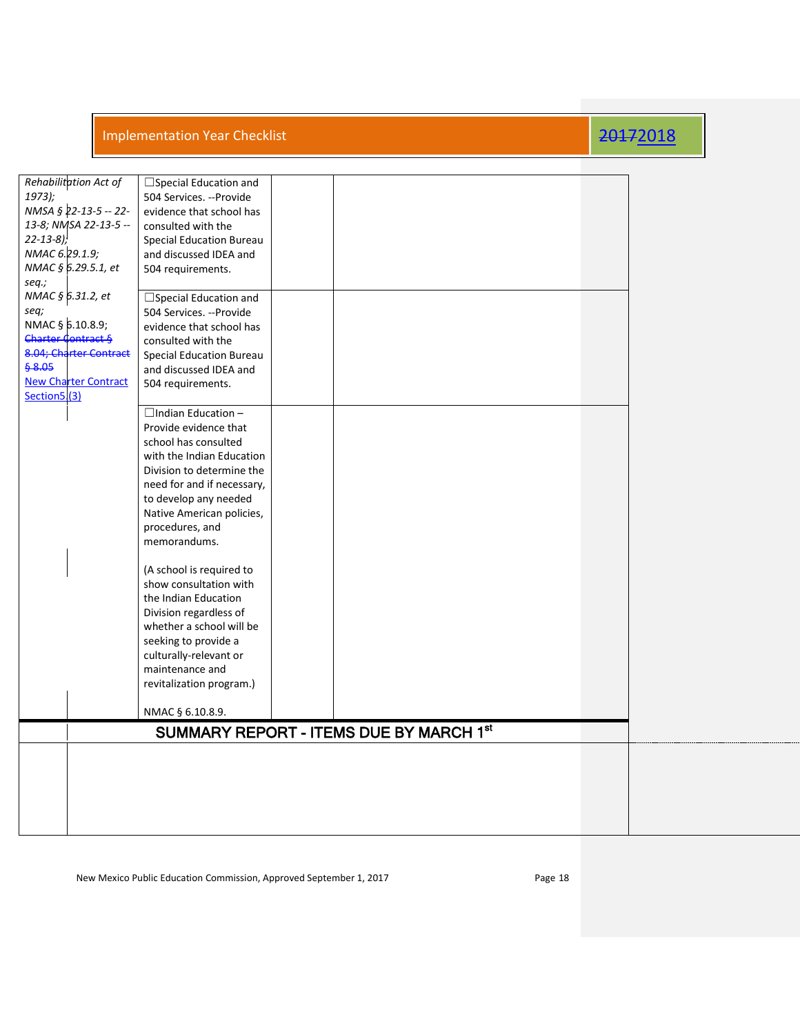| | | | |
|---|---|---|---|
| *Rehabilitation Act of 1973); NMSA § 22-13-5 -- 22-13-8; NMSA 22-13-5 -- 22-13-8); NMAC 6.29.1.9; NMAC § 6.29.5.1, et seq.; NMAC § 6.31.2, et seq;* NMAC § 6.10.8.9; ~~Charter Contract § 8.04; Charter Contract § 8.05~~ New Charter Contract Section5.(3) | ☐Special Education and 504 Services. --Provide evidence that school has consulted with the Special Education Bureau and discussed IDEA and 504 requirements. | | |
| | ☐Special Education and 504 Services. --Provide evidence that school has consulted with the Special Education Bureau and discussed IDEA and 504 requirements. | | |
| | ☐Indian Education – Provide evidence that school has consulted with the Indian Education Division to determine the need for and if necessary, to develop any needed Native American policies, procedures, and memorandums.<br><br>(A school is required to show consultation with the Indian Education Division regardless of whether a school will be seeking to provide a culturally-relevant or maintenance and revitalization program.)<br><br>NMAC § 6.10.8.9. | | |

**SUMMARY REPORT - ITEMS DUE BY MARCH 1st**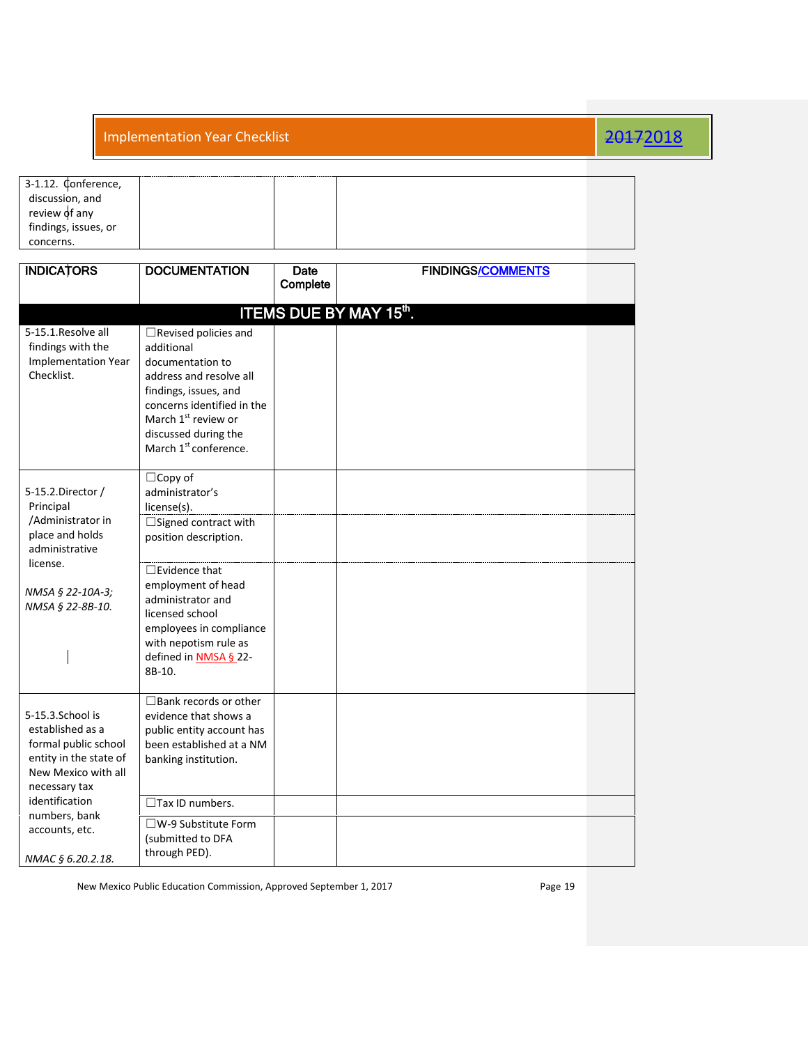| | | | |
|---|---|---|---|
| 3-1.12. Conference, discussion, and review of any findings, issues, or concerns. | | | |

| INDICATORS | DOCUMENTATION | Date Complete | FINDINGS/COMMENTS |
|---|---|---|---|
| **ITEMS DUE BY MAY 15th.** | | | |
| 5-15.1.Resolve all findings with the Implementation Year Checklist. | ☐Revised policies and additional documentation to address and resolve all findings, issues, and concerns identified in the March 1st review or discussed during the March 1st conference. | | |
| 5-15.2.Director / Principal /Administrator in place and holds administrative license. *NMSA § 22-10A-3; NMSA § 22-8B-10.* | ☐Copy of administrator's license(s). | | |
| | ☐Signed contract with position description. | | |
| | ☐Evidence that employment of head administrator and licensed school employees in compliance with nepotism rule as defined in NMSA § 22-8B-10. | | |
| 5-15.3.School is established as a formal public school entity in the state of New Mexico with all necessary tax identification numbers, bank accounts, etc. *NMAC § 6.20.2.18.* | ☐Bank records or other evidence that shows a public entity account has been established at a NM banking institution. | | |
| | ☐Tax ID numbers. | | |
| | ☐W-9 Substitute Form (submitted to DFA through PED). | | |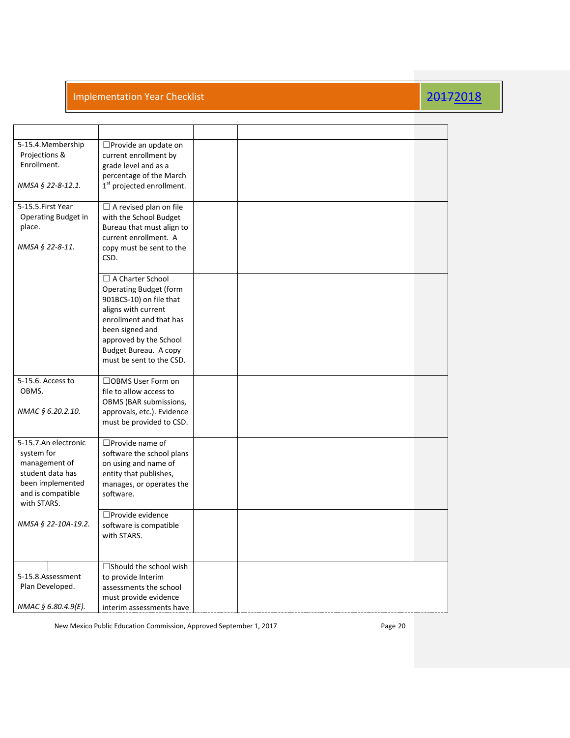Implementation Year Checklist 20172018

| | . | | |
|---|---|---|---|
| 5-15.4.Membership Projections & Enrollment.<br><br>*NMSA § 22-8-12.1.* | ☐Provide an update on current enrollment by grade level and as a percentage of the March 1st projected enrollment. | | |
| 5-15.5.First Year Operating Budget in place.<br><br>*NMSA § 22-8-11.* | ☐ A revised plan on file with the School Budget Bureau that must align to current enrollment. A copy must be sent to the CSD. | | |
| | ☐ A Charter School Operating Budget (form 901BCS-10) on file that aligns with current enrollment and that has been signed and approved by the School Budget Bureau. A copy must be sent to the CSD. | | |
| 5-15.6. Access to OBMS.<br><br>*NMAC § 6.20.2.10.* | ☐OBMS User Form on file to allow access to OBMS (BAR submissions, approvals, etc.). Evidence must be provided to CSD. | | |
| 5-15.7.An electronic system for management of student data has been implemented and is compatible with STARS.<br><br>*NMSA § 22-10A-19.2.* | ☐Provide name of software the school plans on using and name of entity that publishes, manages, or operates the software. | | |
| | ☐Provide evidence software is compatible with STARS. | | |
| 5-15.8.Assessment Plan Developed.<br><br>*NMAC § 6.80.4.9(E).* | ☐Should the school wish to provide Interim assessments the school must provide evidence interim assessments have | | |

New Mexico Public Education Commission, Approved September 1, 2017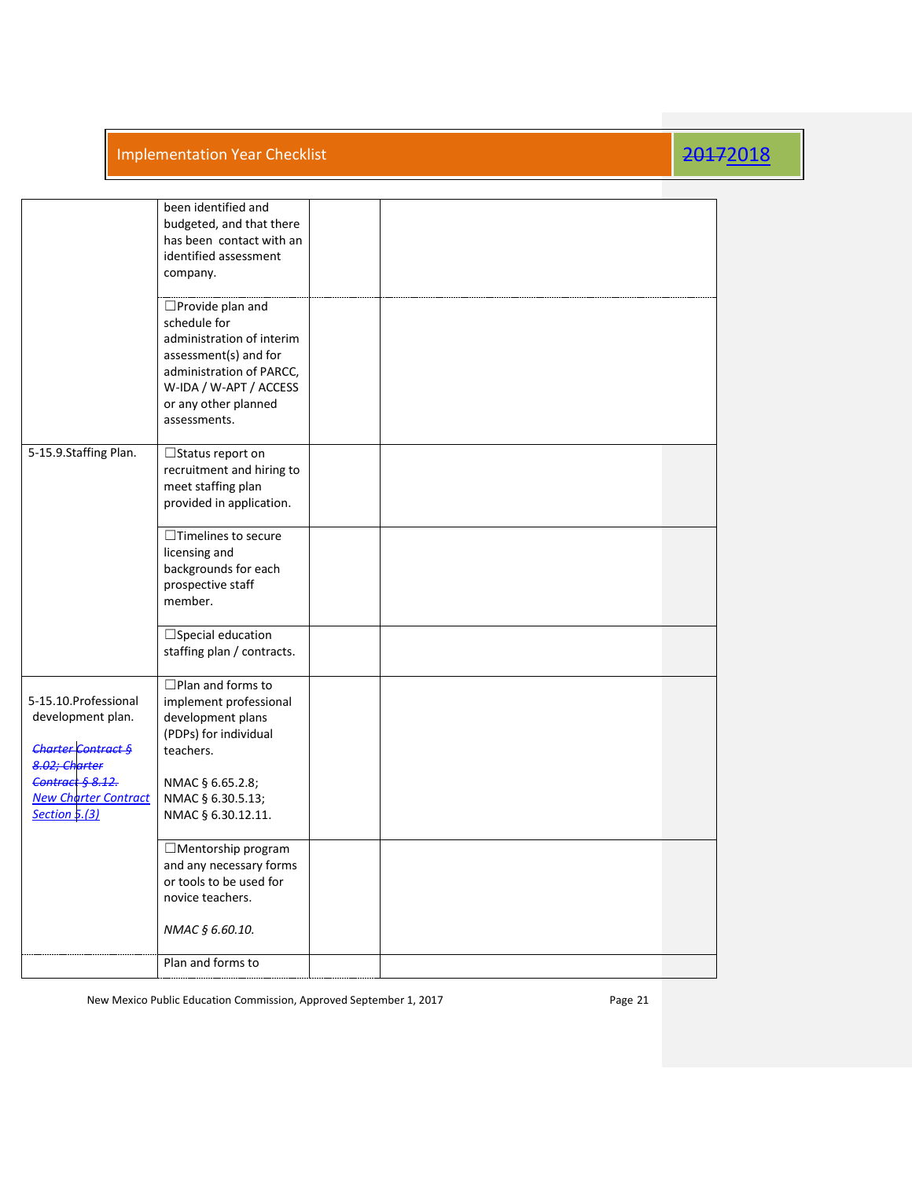| | | | |
|---|---|---|---|
| | been identified and budgeted, and that there has been contact with an identified assessment company. | | |
| | ☐Provide plan and schedule for administration of interim assessment(s) and for administration of PARCC, W-IDA / W-APT / ACCESS or any other planned assessments. | | |
| 5-15.9.Staffing Plan. | ☐Status report on recruitment and hiring to meet staffing plan provided in application. | | |
| | ☐Timelines to secure licensing and backgrounds for each prospective staff member. | | |
| | ☐Special education staffing plan / contracts. | | |
| 5-15.10.Professional development plan.<br><br>~~*Charter Contract § 8.02; Charter Contract § 8.12.*~~ *New Charter Contract Section 5.(3)* | ☐Plan and forms to implement professional development plans (PDPs) for individual teachers.<br><br>NMAC § 6.65.2.8; NMAC § 6.30.5.13; NMAC § 6.30.12.11. | | |
| | ☐Mentorship program and any necessary forms or tools to be used for novice teachers.<br><br>*NMAC § 6.60.10.* | | |
| | Plan and forms to | | |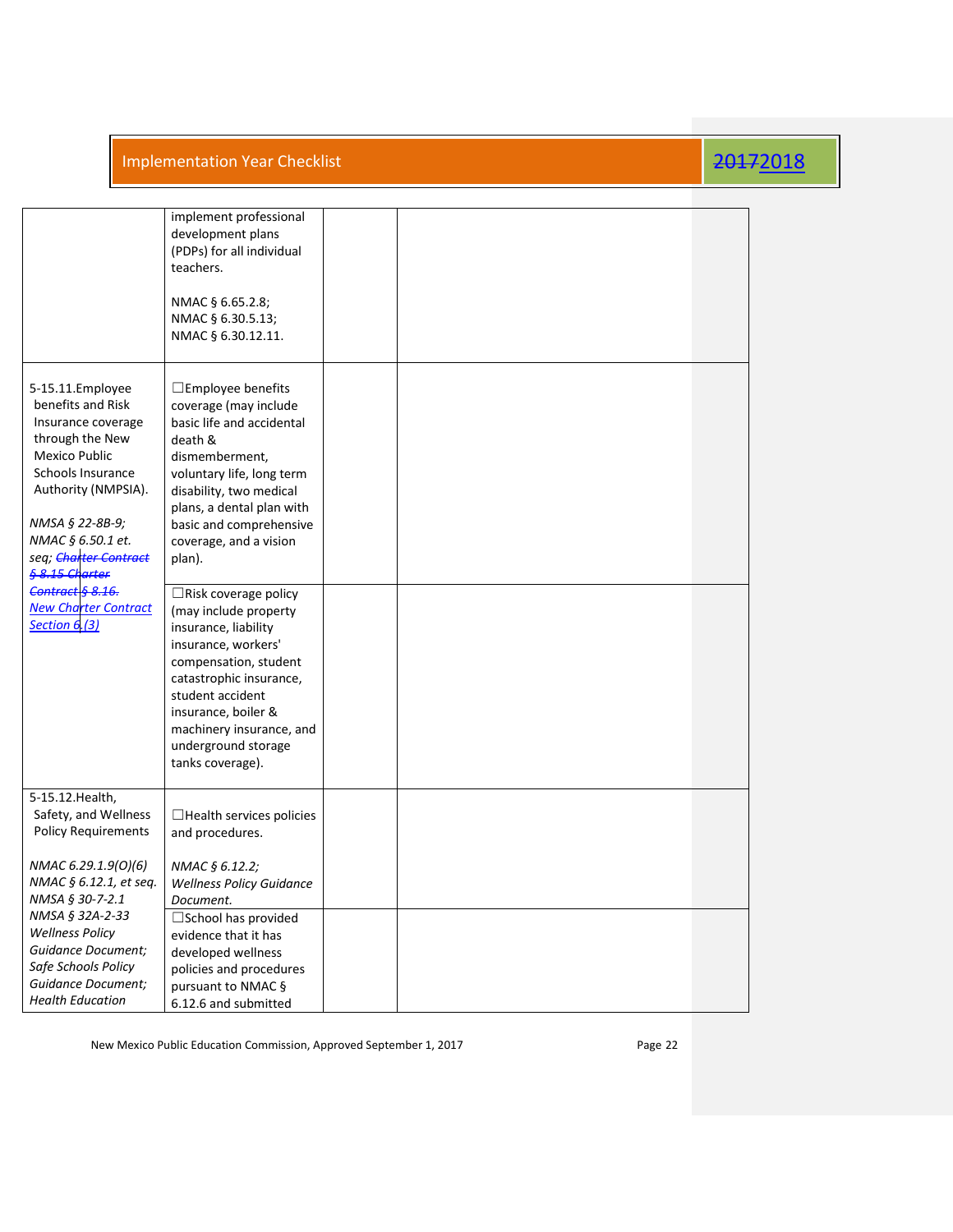| | | | |
|---|---|---|---|
| | implement professional development plans (PDPs) for all individual teachers.<br><br>NMAC § 6.65.2.8;<br>NMAC § 6.30.5.13;<br>NMAC § 6.30.12.11. | | |
| 5-15.11.Employee benefits and Risk Insurance coverage through the New Mexico Public Schools Insurance Authority (NMPSIA).<br><br>*NMSA § 22-8B-9; NMAC § 6.50.1 et. seq; ~~Charter Contract § 8.15 Charter Contract § 8.16.~~ New Charter Contract Section 6.(3)* | ☐Employee benefits coverage (may include basic life and accidental death & dismemberment, voluntary life, long term disability, two medical plans, a dental plan with basic and comprehensive coverage, and a vision plan). | | |
| | ☐Risk coverage policy (may include property insurance, liability insurance, workers' compensation, student catastrophic insurance, student accident insurance, boiler & machinery insurance, and underground storage tanks coverage). | | |
| 5-15.12.Health, Safety, and Wellness Policy Requirements<br><br>*NMAC 6.29.1.9(O)(6)<br>NMAC § 6.12.1, et seq.<br>NMSA § 30-7-2.1<br>NMSA § 32A-2-33<br>Wellness Policy Guidance Document;<br>Safe Schools Policy Guidance Document;<br>Health Education* | ☐Health services policies and procedures.<br><br>*NMAC § 6.12.2;<br>Wellness Policy Guidance Document.* | | |
| | ☐School has provided evidence that it has developed wellness policies and procedures pursuant to NMAC § 6.12.6 and submitted | | |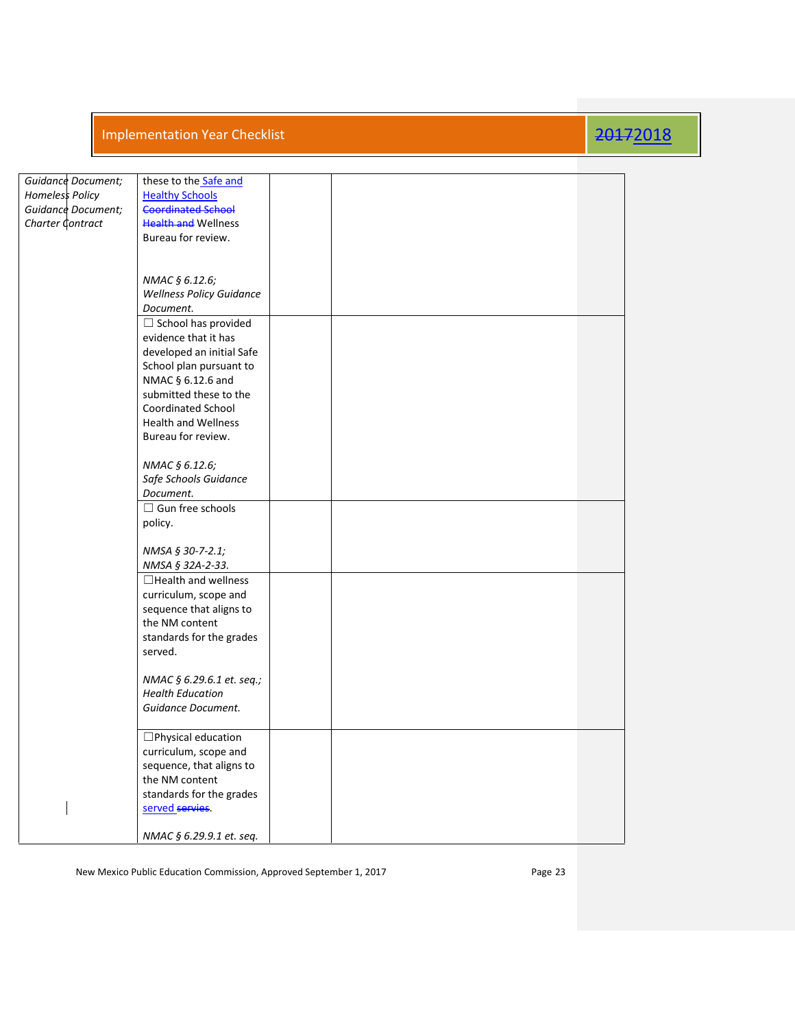| | | | |
|---|---|---|---|
| *Guidance Document; Homeless Policy Guidance Document; Charter Contract* | these to the Safe and Healthy Schools ~~Coordinated School Health and~~ Wellness Bureau for review.<br><br>*NMAC § 6.12.6; Wellness Policy Guidance Document.* | | |
| | ☐ School has provided evidence that it has developed an initial Safe School plan pursuant to NMAC § 6.12.6 and submitted these to the Coordinated School Health and Wellness Bureau for review.<br><br>*NMAC § 6.12.6; Safe Schools Guidance Document.* | | |
| | ☐ Gun free schools policy.<br><br>*NMSA § 30-7-2.1; NMSA § 32A-2-33.* | | |
| | ☐Health and wellness curriculum, scope and sequence that aligns to the NM content standards for the grades served.<br><br>*NMAC § 6.29.6.1 et. seq.; Health Education Guidance Document.* | | |
| | ☐Physical education curriculum, scope and sequence, that aligns to the NM content standards for the grades served ~~servies~~.<br><br>*NMAC § 6.29.9.1 et. seq.* | | |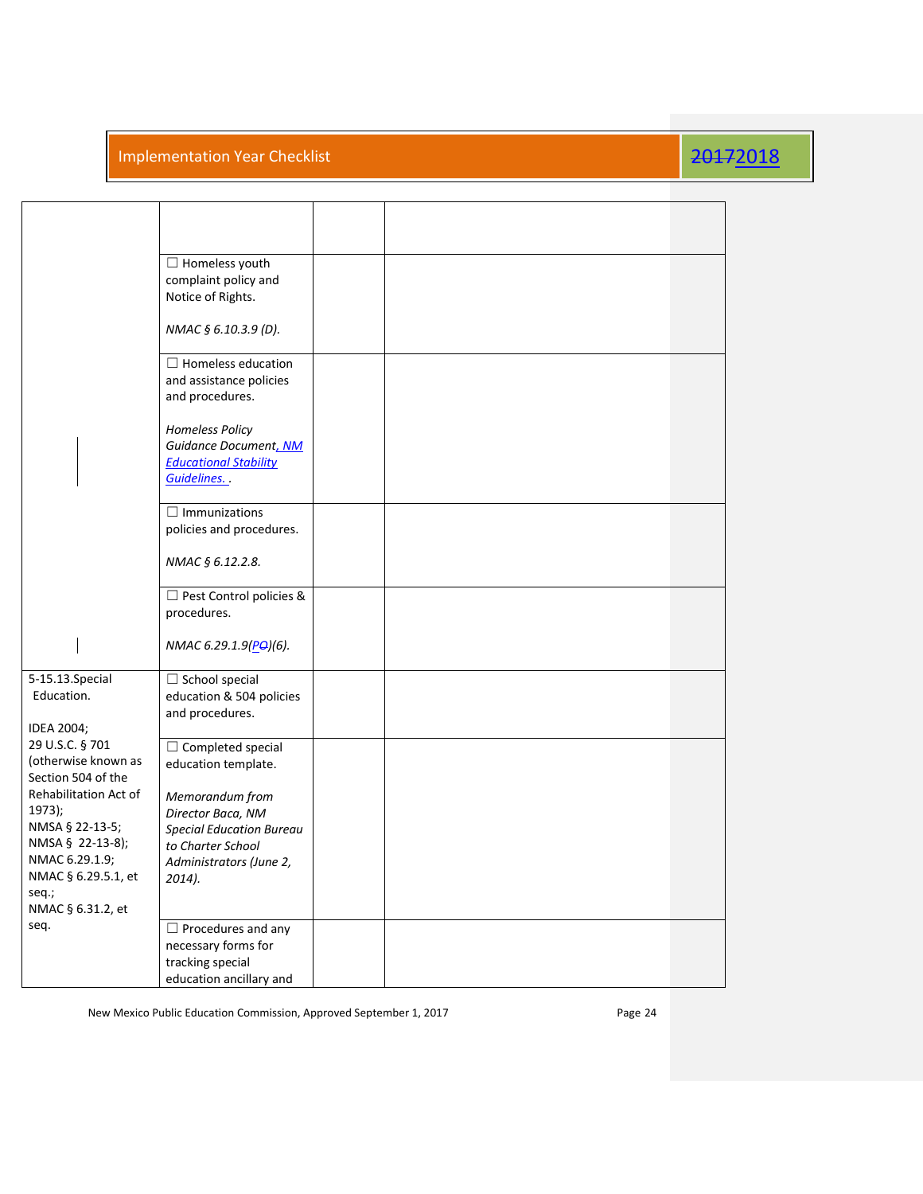| | | | |
|---|---|---|---|
| | | | |
| | ☐ Homeless youth complaint policy and Notice of Rights.<br><br>*NMAC § 6.10.3.9 (D).* | | |
| | ☐ Homeless education and assistance policies and procedures.<br><br>*Homeless Policy Guidance Document, NM Educational Stability Guidelines. .* | | |
| | ☐ Immunizations policies and procedures.<br><br>*NMAC § 6.12.2.8.* | | |
| | ☐ Pest Control policies & procedures.<br><br>*NMAC 6.29.1.9(PO)(6).* | | |
| 5-15.13.Special Education.<br><br>IDEA 2004;<br>29 U.S.C. § 701 (otherwise known as Section 504 of the Rehabilitation Act of 1973);<br>NMSA § 22-13-5;<br>NMSA § 22-13-8);<br>NMAC 6.29.1.9;<br>NMAC § 6.29.5.1, et seq.;<br>NMAC § 6.31.2, et seq. | ☐ School special education & 504 policies and procedures. | | |
| | ☐ Completed special education template.<br><br>*Memorandum from Director Baca, NM Special Education Bureau to Charter School Administrators (June 2, 2014).* | | |
| | ☐ Procedures and any necessary forms for tracking special education ancillary and | | |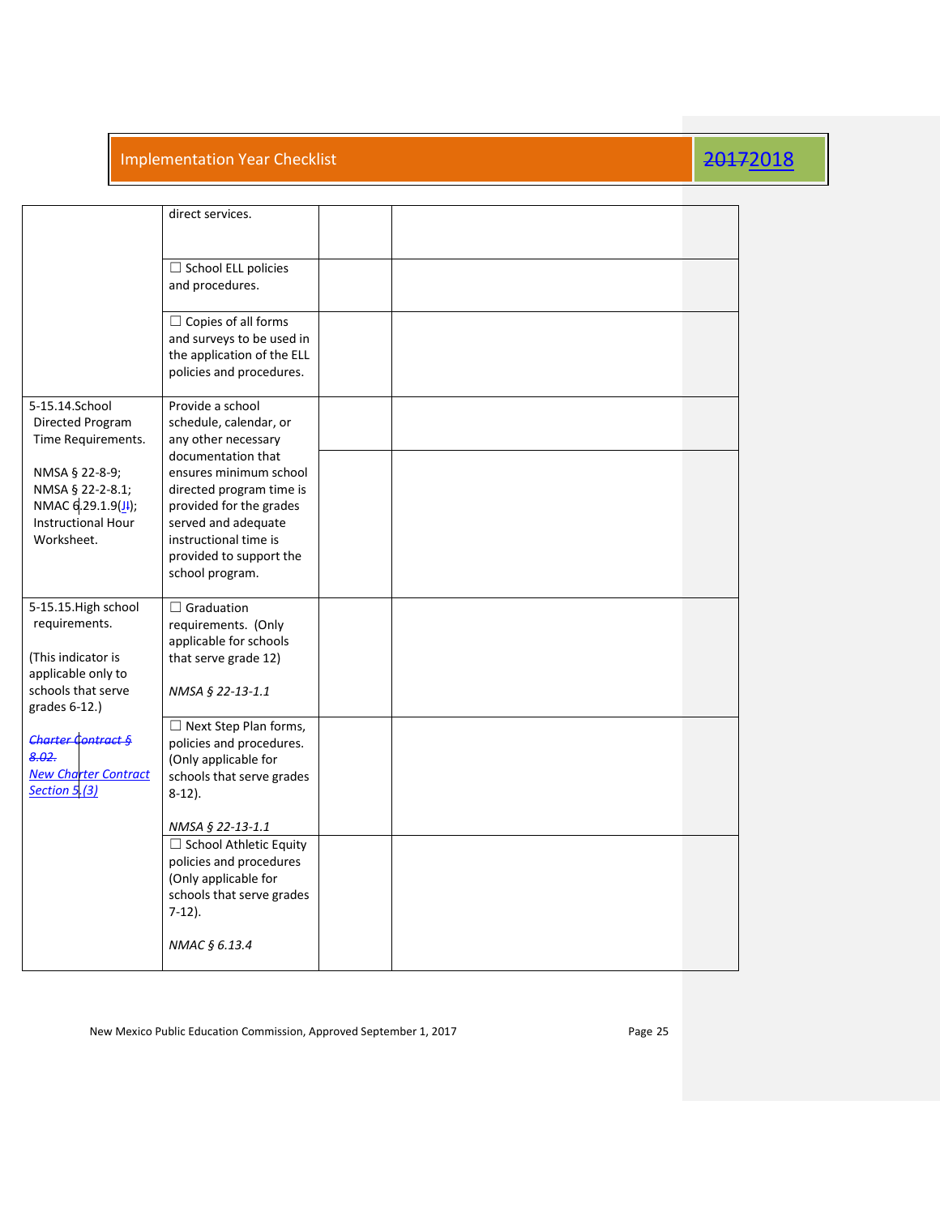| | | | |
|---|---|---|---|
| | direct services. | | |
| | ☐ School ELL policies and procedures. | | |
| | ☐ Copies of all forms and surveys to be used in the application of the ELL policies and procedures. | | |
| 5-15.14.School Directed Program Time Requirements.<br><br>NMSA § 22-8-9; NMSA § 22-2-8.1; NMAC 6.29.1.9(JI); Instructional Hour Worksheet. | Provide a school schedule, calendar, or any other necessary documentation that ensures minimum school directed program time is provided for the grades served and adequate instructional time is provided to support the school program. | | |
| 5-15.15.High school requirements.<br><br>(This indicator is applicable only to schools that serve grades 6-12.)<br><br>~~*Charter Contract § 8.02.*~~ *New Charter Contract Section 5.(3)* | ☐ Graduation requirements. (Only applicable for schools that serve grade 12)<br><br>*NMSA § 22-13-1.1* | | |
| | ☐ Next Step Plan forms, policies and procedures. (Only applicable for schools that serve grades 8-12).<br><br>*NMSA § 22-13-1.1* | | |
| | ☐ School Athletic Equity policies and procedures (Only applicable for schools that serve grades 7-12).<br><br>*NMAC § 6.13.4* | | |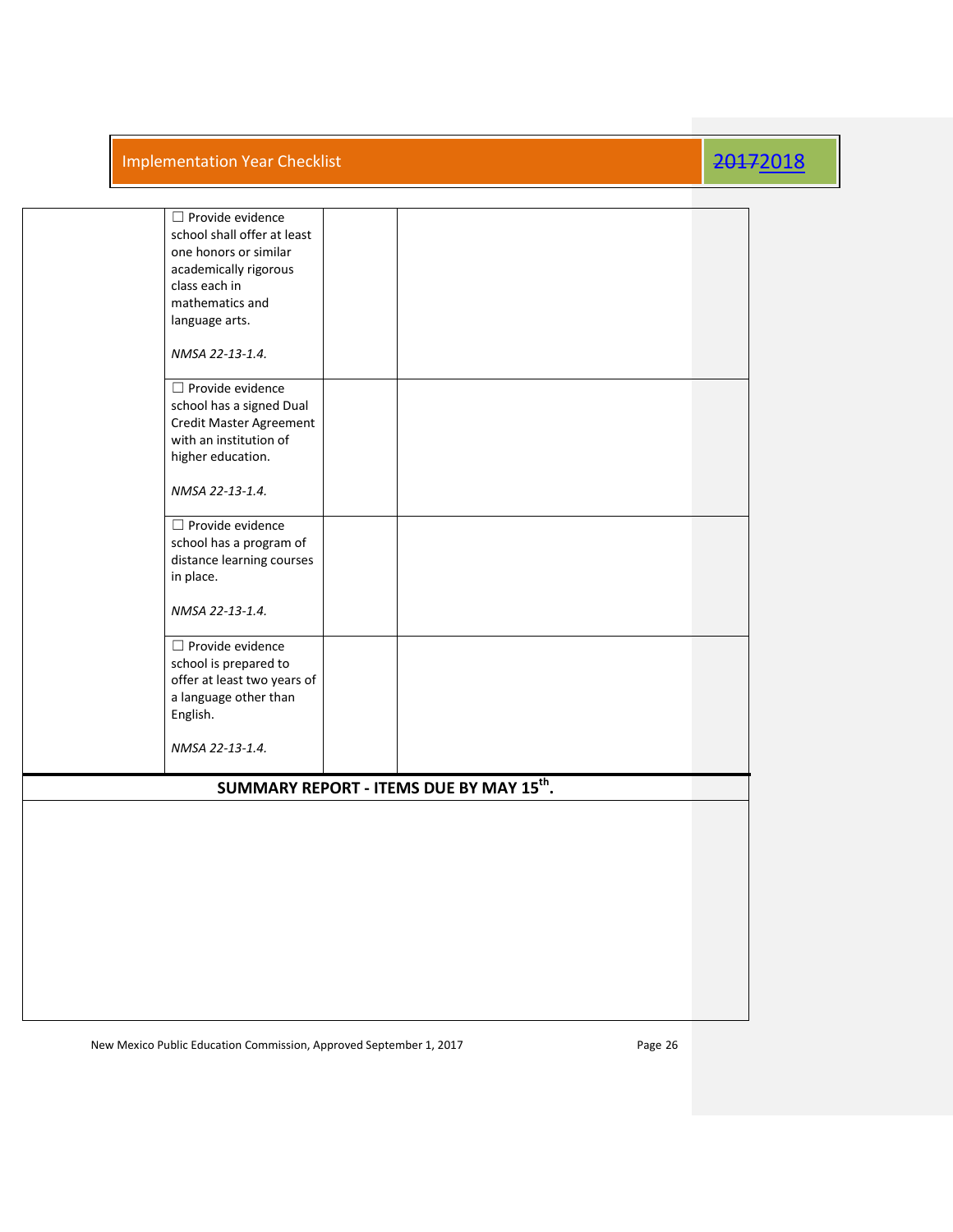| | | | |
|---|---|---|---|
| | ☐ Provide evidence school shall offer at least one honors or similar academically rigorous class each in mathematics and language arts.<br><br>*NMSA 22-13-1.4.* | | |
| | ☐ Provide evidence school has a signed Dual Credit Master Agreement with an institution of higher education.<br><br>*NMSA 22-13-1.4.* | | |
| | ☐ Provide evidence school has a program of distance learning courses in place.<br><br>*NMSA 22-13-1.4.* | | |
| | ☐ Provide evidence school is prepared to offer at least two years of a language other than English.<br><br>*NMSA 22-13-1.4.* | | |

**SUMMARY REPORT - ITEMS DUE BY MAY 15th.**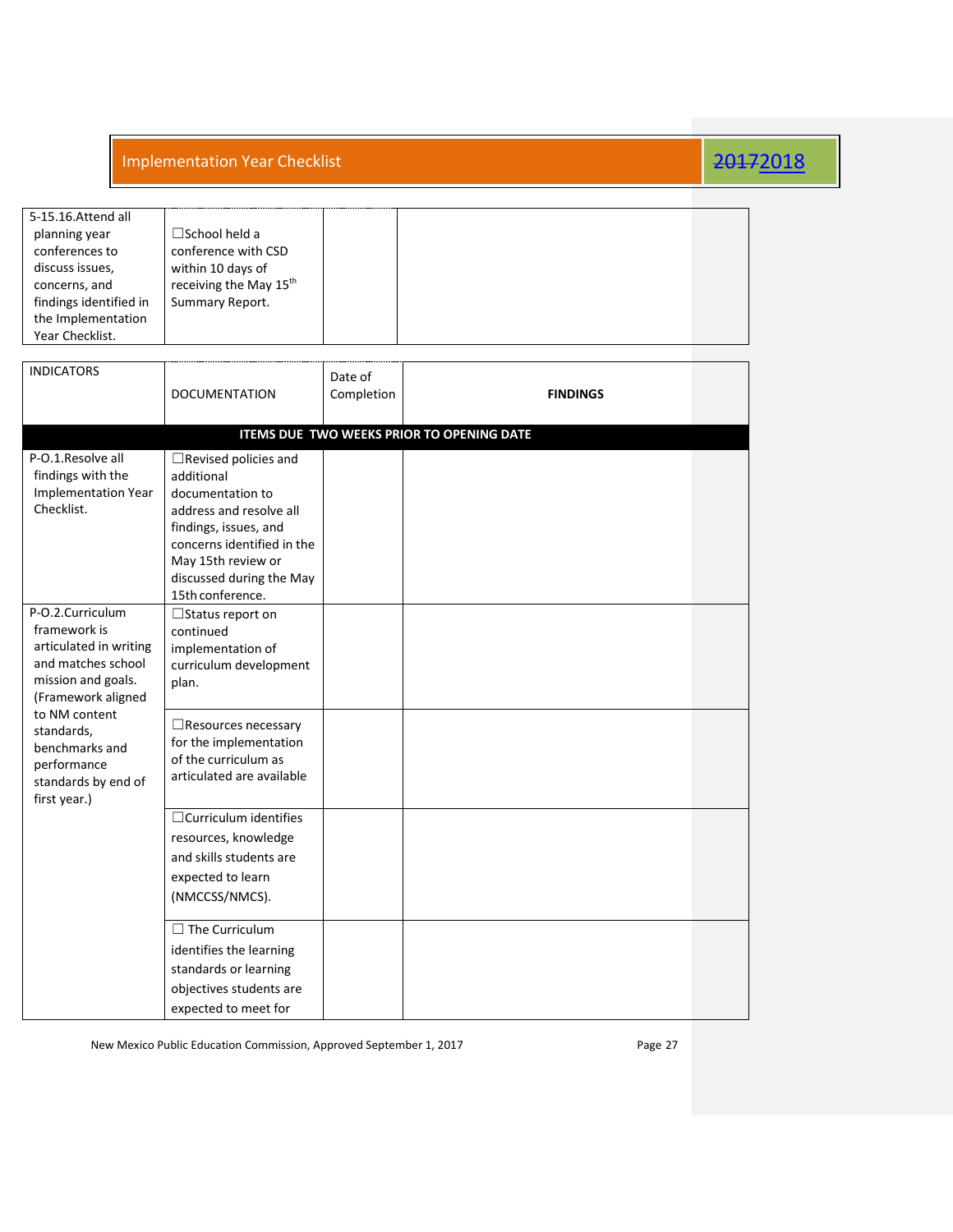## Implementation Year Checklist ~~2017~~2018

| | | | |
|---|---|---|---|
| 5-15.16.Attend all planning year conferences to discuss issues, concerns, and findings identified in the Implementation Year Checklist. | ☐School held a conference with CSD within 10 days of receiving the May 15th Summary Report. | | |

| INDICATORS | DOCUMENTATION | Date of Completion | **FINDINGS** |
|---|---|---|---|
| **ITEMS DUE TWO WEEKS PRIOR TO OPENING DATE** | | | |
| P-O.1.Resolve all findings with the Implementation Year Checklist. | ☐Revised policies and additional documentation to address and resolve all findings, issues, and concerns identified in the May 15th review or discussed during the May 15th conference. | | |
| P-O.2.Curriculum framework is articulated in writing and matches school mission and goals. (Framework aligned to NM content standards, benchmarks and performance standards by end of first year.) | ☐Status report on continued implementation of curriculum development plan. | | |
| | ☐Resources necessary for the implementation of the curriculum as articulated are available | | |
| | ☐Curriculum identifies resources, knowledge and skills students are expected to learn (NMCCSS/NMCS). | | |
| | ☐ The Curriculum identifies the learning standards or learning objectives students are expected to meet for | | |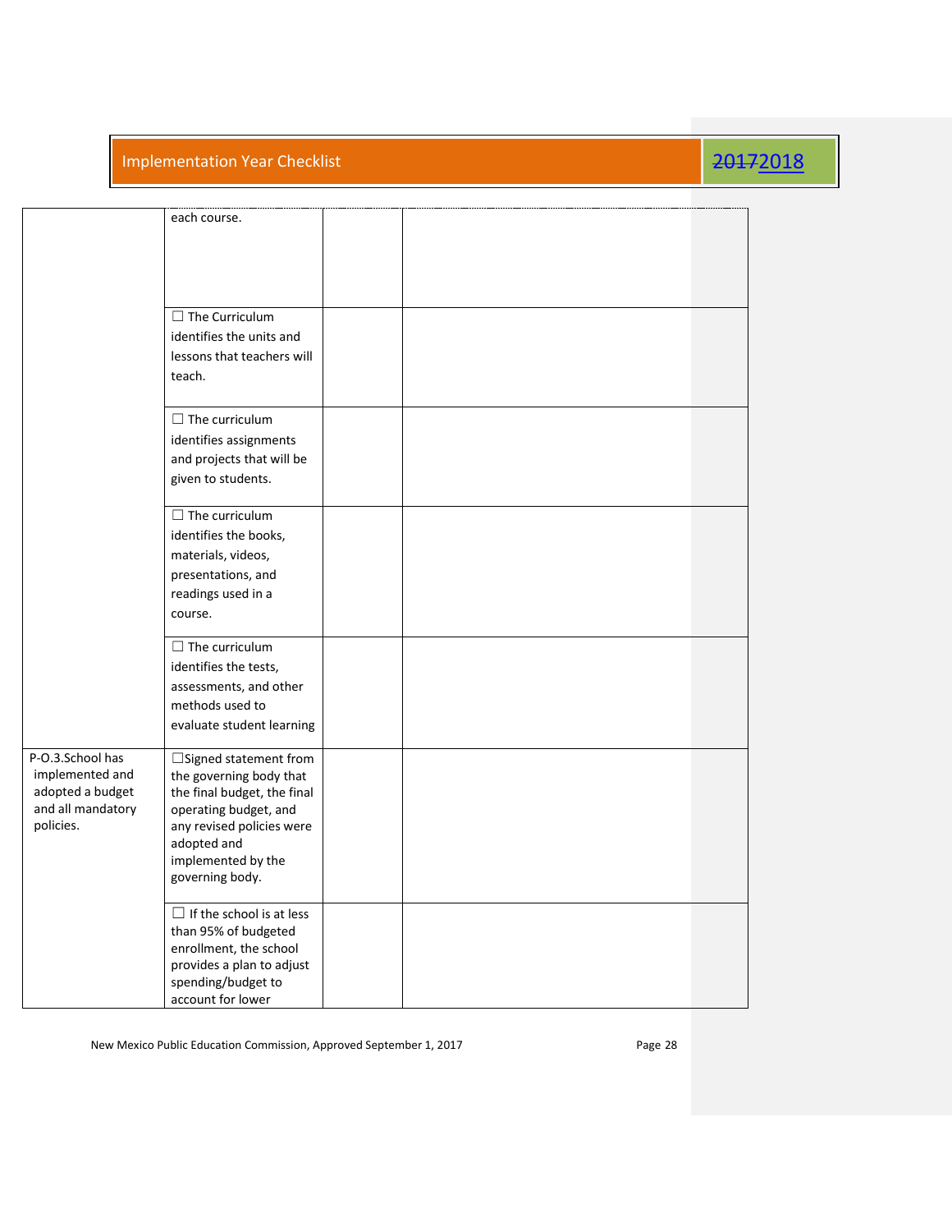| | | | |
|---|---|---|---|
| | each course. | | |
| | ☐ The Curriculum identifies the units and lessons that teachers will teach. | | |
| | ☐ The curriculum identifies assignments and projects that will be given to students. | | |
| | ☐ The curriculum identifies the books, materials, videos, presentations, and readings used in a course. | | |
| | ☐ The curriculum identifies the tests, assessments, and other methods used to evaluate student learning | | |
| P-O.3.School has implemented and adopted a budget and all mandatory policies. | ☐Signed statement from the governing body that the final budget, the final operating budget, and any revised policies were adopted and implemented by the governing body. | | |
| | ☐ If the school is at less than 95% of budgeted enrollment, the school provides a plan to adjust spending/budget to account for lower | | |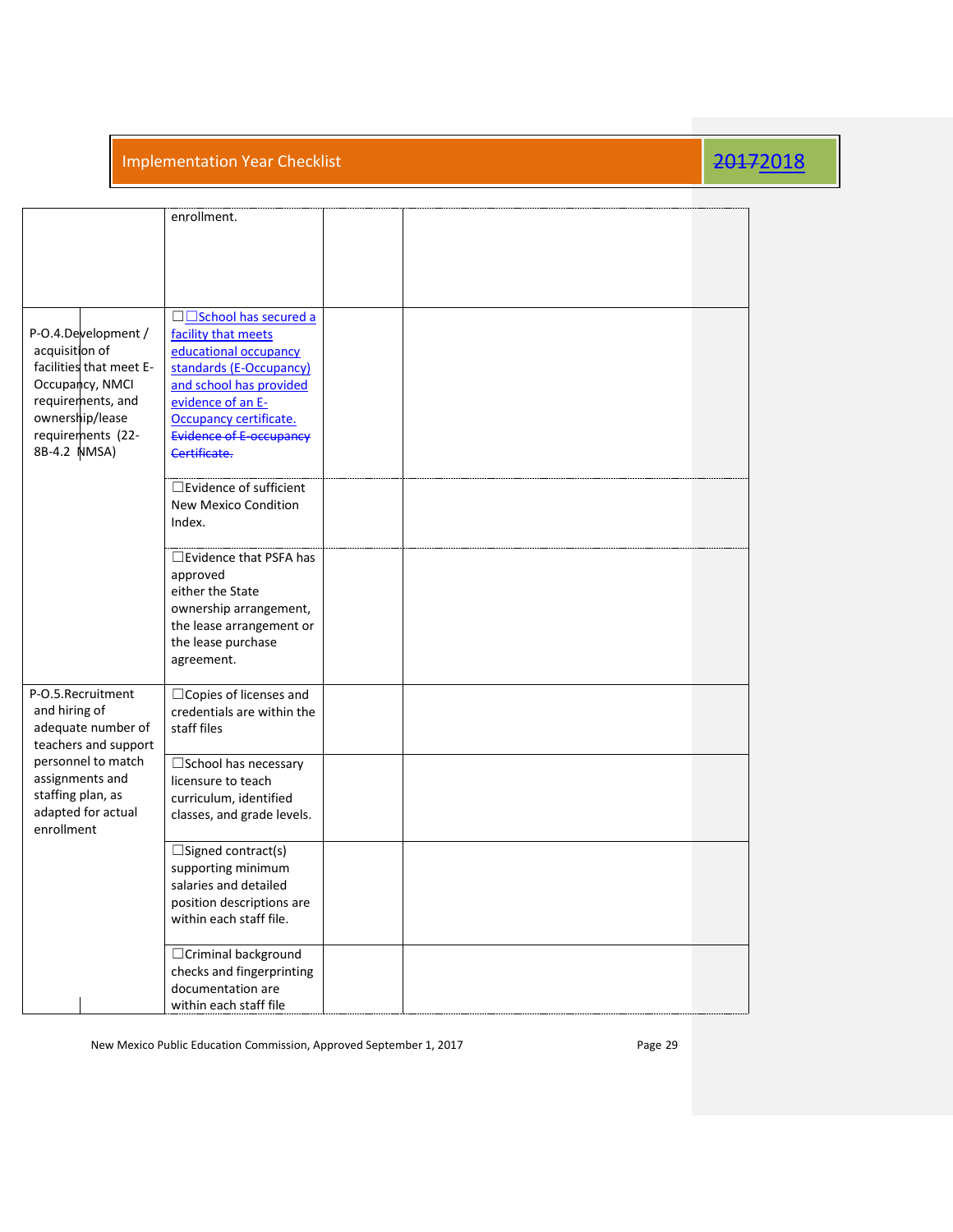| | | | |
|---|---|---|---|
| | enrollment. | | |
| P-O.4.Development / acquisition of facilities that meet E-Occupancy, NMCI requirements, and ownership/lease requirements (22-8B-4.2 NMSA) | ☐☐School has secured a facility that meets educational occupancy standards (E-Occupancy) and school has provided evidence of an E-Occupancy certificate. ~~Evidence of E-occupancy Certificate.~~ | | |
| | ☐Evidence of sufficient New Mexico Condition Index. | | |
| | ☐Evidence that PSFA has approved either the State ownership arrangement, the lease arrangement or the lease purchase agreement. | | |
| P-O.5.Recruitment and hiring of adequate number of teachers and support personnel to match assignments and staffing plan, as adapted for actual enrollment | ☐Copies of licenses and credentials are within the staff files | | |
| | ☐School has necessary licensure to teach curriculum, identified classes, and grade levels. | | |
| | ☐Signed contract(s) supporting minimum salaries and detailed position descriptions are within each staff file. | | |
| | ☐Criminal background checks and fingerprinting documentation are within each staff file | | |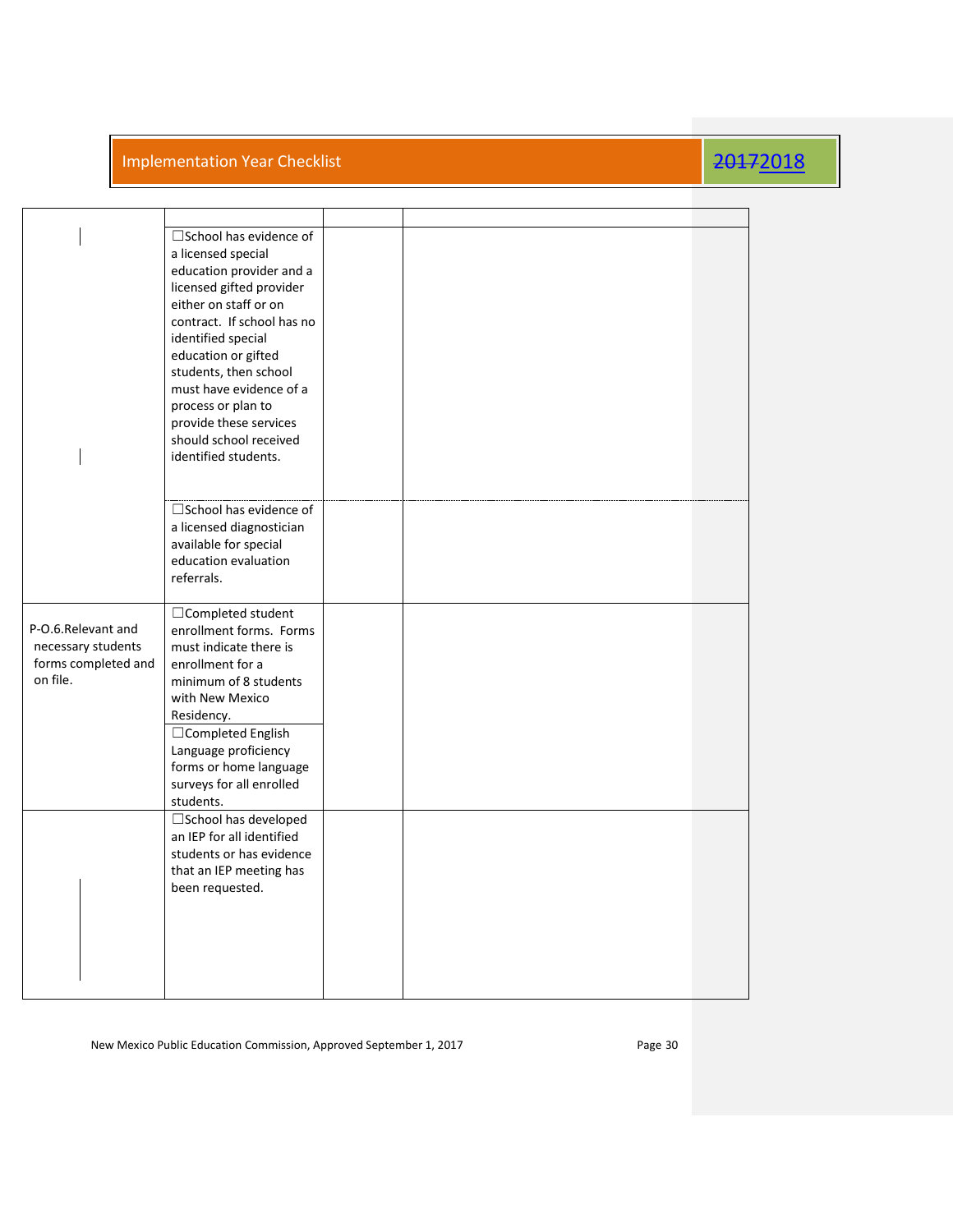| | | | |
|---|---|---|---|
| | ☐School has evidence of a licensed special education provider and a licensed gifted provider either on staff or on contract. If school has no identified special education or gifted students, then school must have evidence of a process or plan to provide these services should school received identified students. | | |
| | ☐School has evidence of a licensed diagnostician available for special education evaluation referrals. | | |
| P-O.6.Relevant and necessary students forms completed and on file. | ☐Completed student enrollment forms. Forms must indicate there is enrollment for a minimum of 8 students with New Mexico Residency. | | |
| | ☐Completed English Language proficiency forms or home language surveys for all enrolled students. | | |
| | ☐School has developed an IEP for all identified students or has evidence that an IEP meeting has been requested. | | |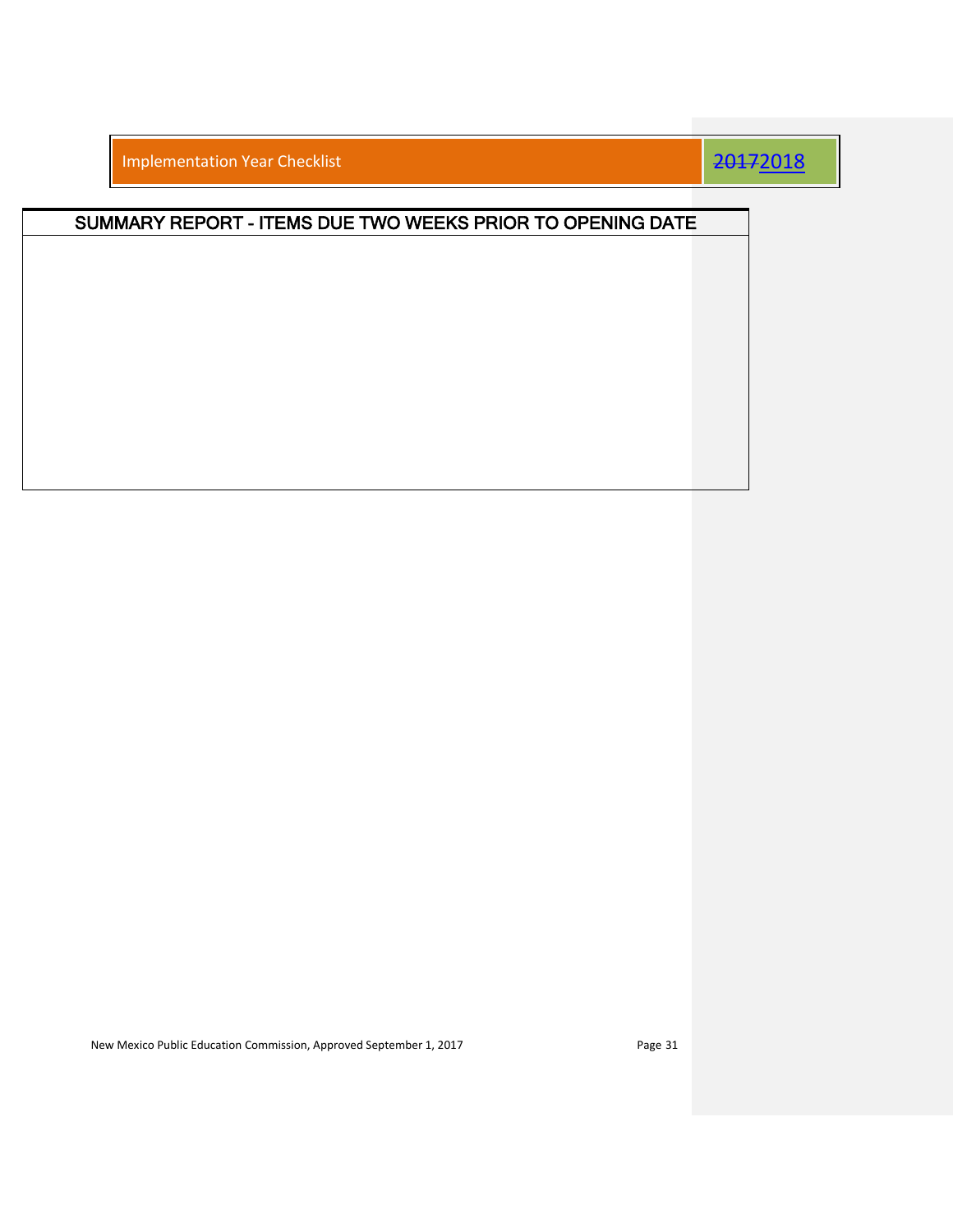| Implementation Year Checklist | ~~2017~~2018 |
| --- | --- |

## SUMMARY REPORT - ITEMS DUE TWO WEEKS PRIOR TO OPENING DATE